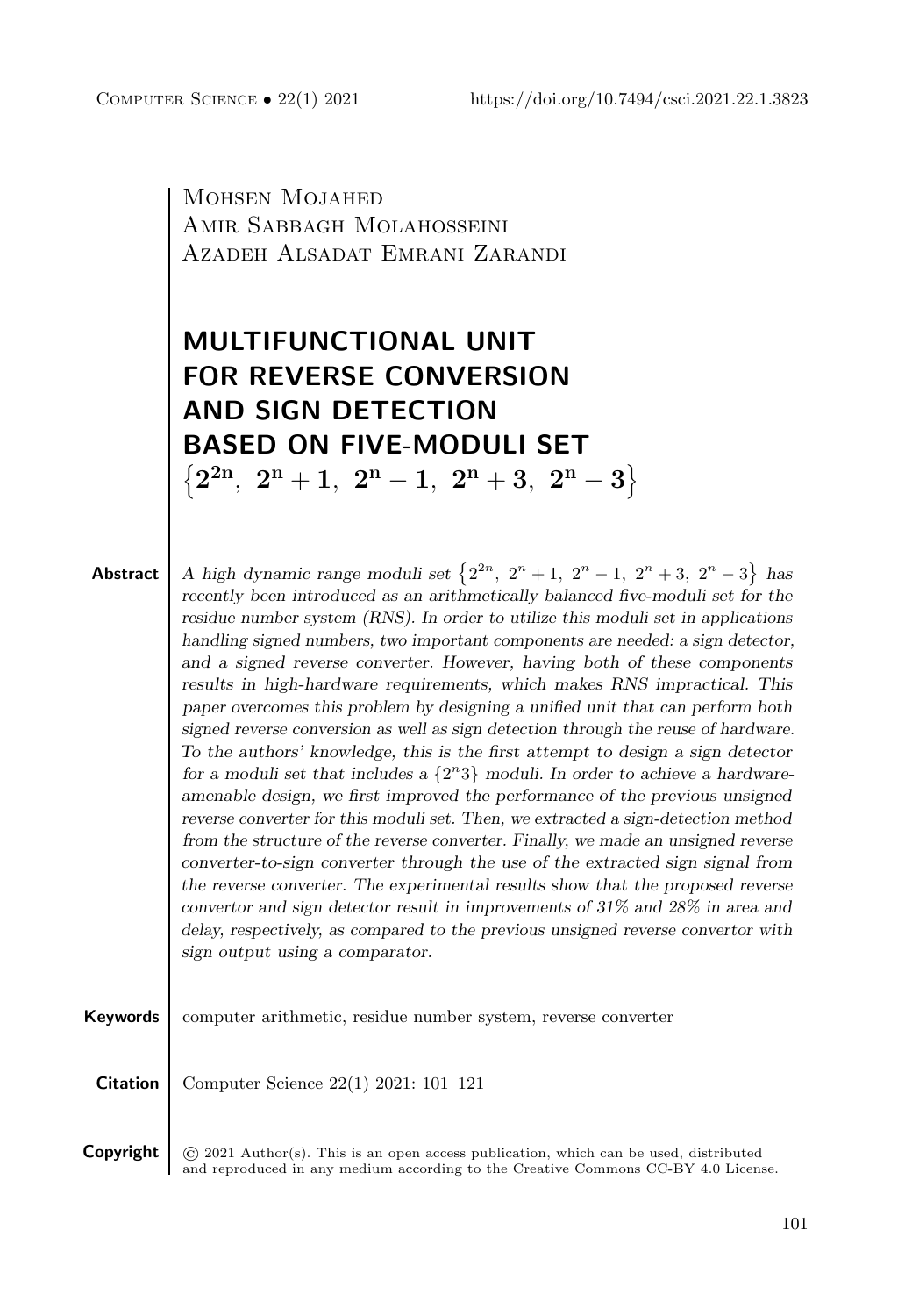Mohsen Mojahed
Amir Sabbagh Molahosseini
Azadeh Alsadat Emrani Zarandi

# MULTIFUNCTIONAL UNIT FOR REVERSE CONVERSION AND SIGN DETECTION BASED ON FIVE-MODULI SET $\left\{2^{2n},\ 2^n+1,\ 2^n-1,\ 2^n+3,\ 2^n-3\right\}$

**Abstract**

*A high dynamic range moduli set $\left\{2^{2n},\ 2^n+1,\ 2^n-1,\ 2^n+3,\ 2^n-3\right\}$ has recently been introduced as an arithmetically balanced five-moduli set for the residue number system (RNS). In order to utilize this moduli set in applications handling signed numbers, two important components are needed: a sign detector, and a signed reverse converter. However, having both of these components results in high-hardware requirements, which makes RNS impractical. This paper overcomes this problem by designing a unified unit that can perform both signed reverse conversion as well as sign detection through the reuse of hardware. To the authors' knowledge, this is the first attempt to design a sign detector for a moduli set that includes a $\{2^n3\}$ moduli. In order to achieve a hardware-amenable design, we first improved the performance of the previous unsigned reverse converter for this moduli set. Then, we extracted a sign-detection method from the structure of the reverse converter. Finally, we made an unsigned reverse converter-to-sign converter through the use of the extracted sign signal from the reverse converter. The experimental results show that the proposed reverse convertor and sign detector result in improvements of 31% and 28% in area and delay, respectively, as compared to the previous unsigned reverse convertor with sign output using a comparator.*

**Keywords** computer arithmetic, residue number system, reverse converter

**Citation** Computer Science 22(1) 2021: 101–121

**Copyright** © 2021 Author(s). This is an open access publication, which can be used, distributed and reproduced in any medium according to the Creative Commons CC-BY 4.0 License.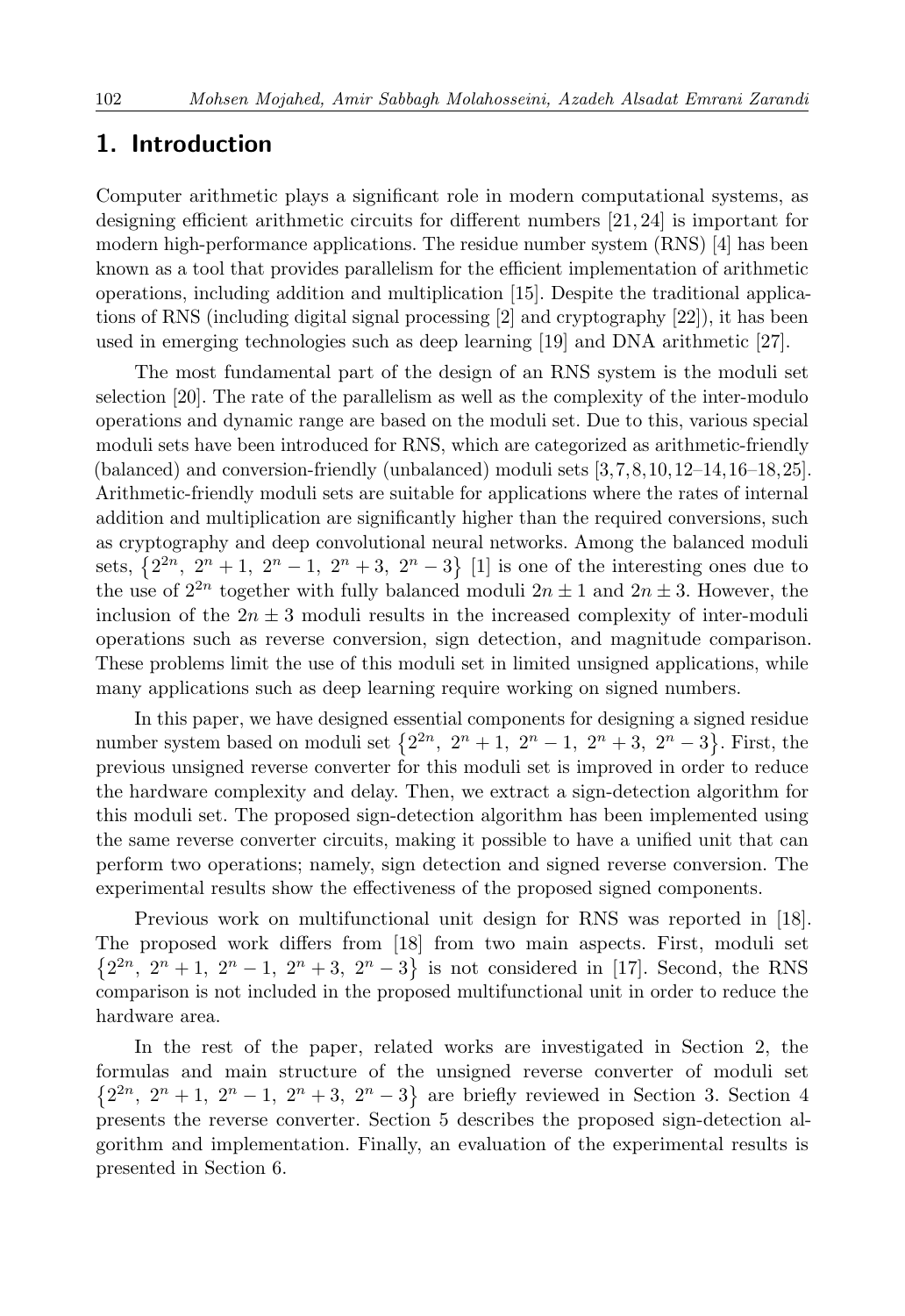## 1. Introduction

Computer arithmetic plays a significant role in modern computational systems, as designing efficient arithmetic circuits for different numbers [21, 24] is important for modern high-performance applications. The residue number system (RNS) [4] has been known as a tool that provides parallelism for the efficient implementation of arithmetic operations, including addition and multiplication [15]. Despite the traditional applications of RNS (including digital signal processing [2] and cryptography [22]), it has been used in emerging technologies such as deep learning [19] and DNA arithmetic [27].

The most fundamental part of the design of an RNS system is the moduli set selection [20]. The rate of the parallelism as well as the complexity of the inter-modulo operations and dynamic range are based on the moduli set. Due to this, various special moduli sets have been introduced for RNS, which are categorized as arithmetic-friendly (balanced) and conversion-friendly (unbalanced) moduli sets [3,7,8,10,12–14,16–18,25]. Arithmetic-friendly moduli sets are suitable for applications where the rates of internal addition and multiplication are significantly higher than the required conversions, such as cryptography and deep convolutional neural networks. Among the balanced moduli sets, $\{2^{2n},\ 2^n+1,\ 2^n-1,\ 2^n+3,\ 2^n-3\}$ [1] is one of the interesting ones due to the use of $2^{2n}$ together with fully balanced moduli $2n \pm 1$ and $2n \pm 3$. However, the inclusion of the $2n \pm 3$ moduli results in the increased complexity of inter-moduli operations such as reverse conversion, sign detection, and magnitude comparison. These problems limit the use of this moduli set in limited unsigned applications, while many applications such as deep learning require working on signed numbers.

In this paper, we have designed essential components for designing a signed residue number system based on moduli set $\{2^{2n},\ 2^n+1,\ 2^n-1,\ 2^n+3,\ 2^n-3\}$. First, the previous unsigned reverse converter for this moduli set is improved in order to reduce the hardware complexity and delay. Then, we extract a sign-detection algorithm for this moduli set. The proposed sign-detection algorithm has been implemented using the same reverse converter circuits, making it possible to have a unified unit that can perform two operations; namely, sign detection and signed reverse conversion. The experimental results show the effectiveness of the proposed signed components.

Previous work on multifunctional unit design for RNS was reported in [18]. The proposed work differs from [18] from two main aspects. First, moduli set $\{2^{2n},\ 2^n+1,\ 2^n-1,\ 2^n+3,\ 2^n-3\}$ is not considered in [17]. Second, the RNS comparison is not included in the proposed multifunctional unit in order to reduce the hardware area.

In the rest of the paper, related works are investigated in Section 2, the formulas and main structure of the unsigned reverse converter of moduli set $\{2^{2n},\ 2^n+1,\ 2^n-1,\ 2^n+3,\ 2^n-3\}$ are briefly reviewed in Section 3. Section 4 presents the reverse converter. Section 5 describes the proposed sign-detection algorithm and implementation. Finally, an evaluation of the experimental results is presented in Section 6.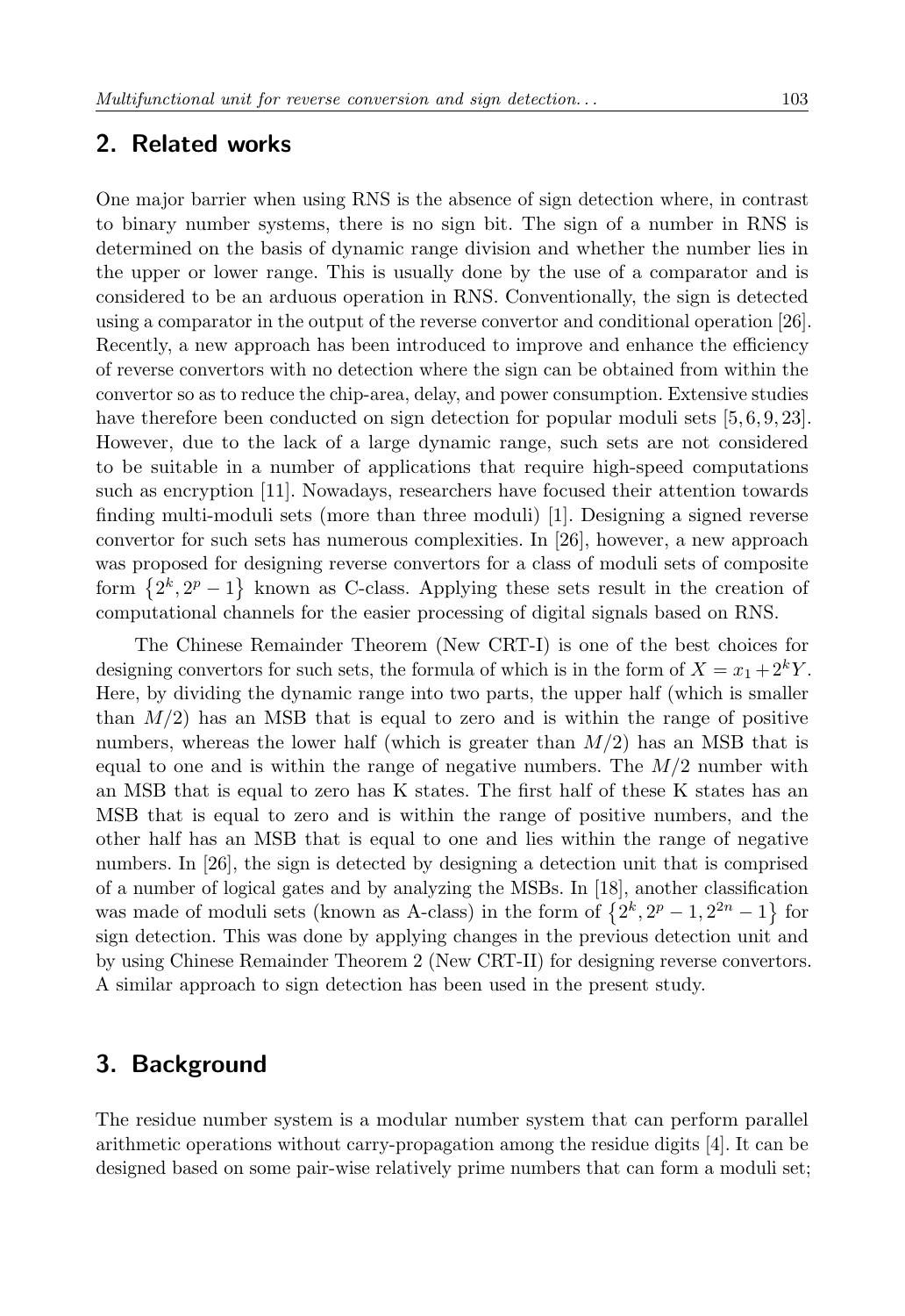## 2. Related works

One major barrier when using RNS is the absence of sign detection where, in contrast to binary number systems, there is no sign bit. The sign of a number in RNS is determined on the basis of dynamic range division and whether the number lies in the upper or lower range. This is usually done by the use of a comparator and is considered to be an arduous operation in RNS. Conventionally, the sign is detected using a comparator in the output of the reverse convertor and conditional operation [26]. Recently, a new approach has been introduced to improve and enhance the efficiency of reverse convertors with no detection where the sign can be obtained from within the convertor so as to reduce the chip-area, delay, and power consumption. Extensive studies have therefore been conducted on sign detection for popular moduli sets [5, 6, 9, 23]. However, due to the lack of a large dynamic range, such sets are not considered to be suitable in a number of applications that require high-speed computations such as encryption [11]. Nowadays, researchers have focused their attention towards finding multi-moduli sets (more than three moduli) [1]. Designing a signed reverse convertor for such sets has numerous complexities. In [26], however, a new approach was proposed for designing reverse convertors for a class of moduli sets of composite form $\{2^k, 2^p - 1\}$ known as C-class. Applying these sets result in the creation of computational channels for the easier processing of digital signals based on RNS.

The Chinese Remainder Theorem (New CRT-I) is one of the best choices for designing convertors for such sets, the formula of which is in the form of $X = x_1 + 2^k Y$. Here, by dividing the dynamic range into two parts, the upper half (which is smaller than $M/2$) has an MSB that is equal to zero and is within the range of positive numbers, whereas the lower half (which is greater than $M/2$) has an MSB that is equal to one and is within the range of negative numbers. The $M/2$ number with an MSB that is equal to zero has K states. The first half of these K states has an MSB that is equal to zero and is within the range of positive numbers, and the other half has an MSB that is equal to one and lies within the range of negative numbers. In [26], the sign is detected by designing a detection unit that is comprised of a number of logical gates and by analyzing the MSBs. In [18], another classification was made of moduli sets (known as A-class) in the form of $\{2^k, 2^p - 1, 2^{2n} - 1\}$ for sign detection. This was done by applying changes in the previous detection unit and by using Chinese Remainder Theorem 2 (New CRT-II) for designing reverse convertors. A similar approach to sign detection has been used in the present study.

## 3. Background

The residue number system is a modular number system that can perform parallel arithmetic operations without carry-propagation among the residue digits [4]. It can be designed based on some pair-wise relatively prime numbers that can form a moduli set;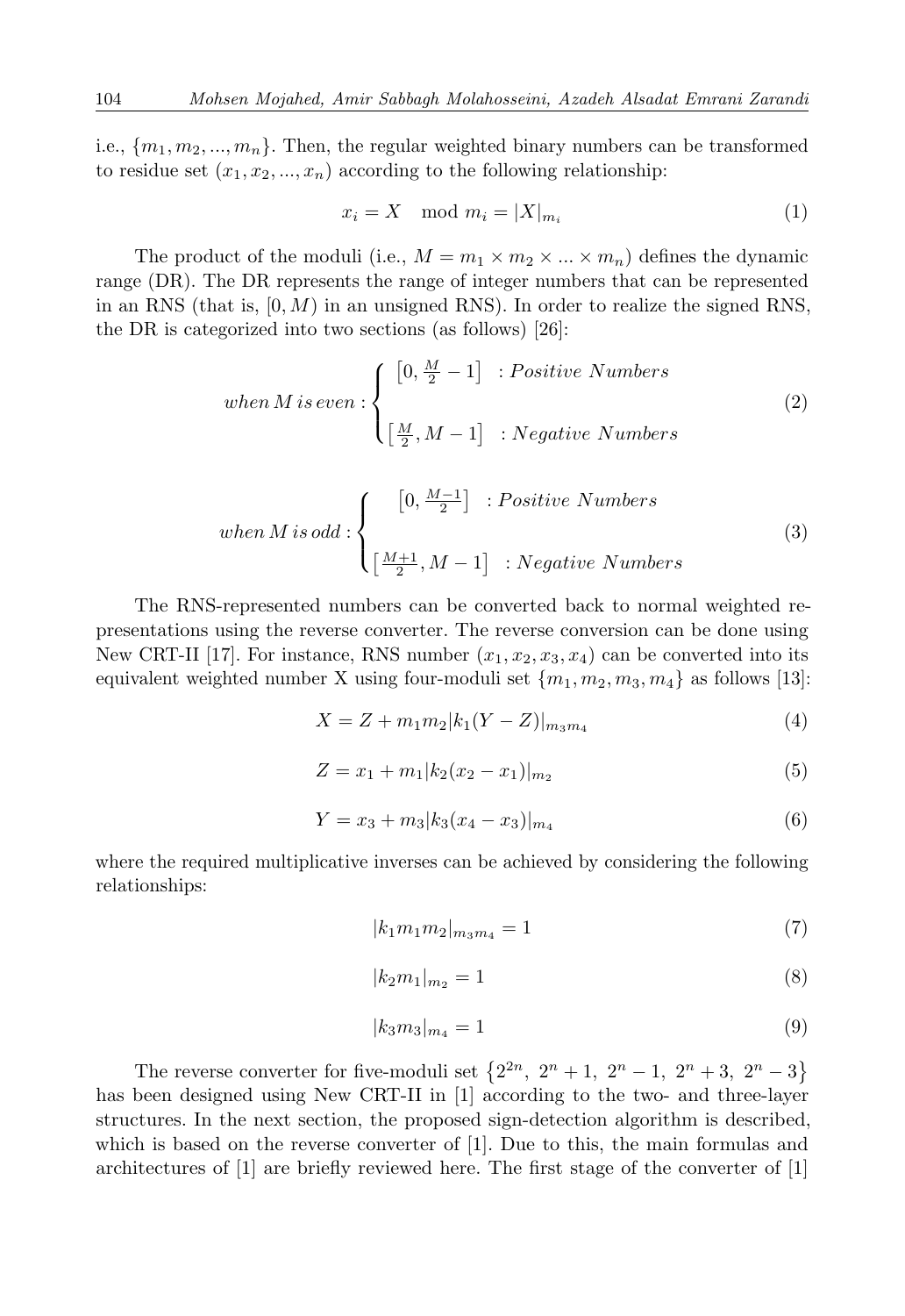i.e., $\{m_1, m_2, ..., m_n\}$. Then, the regular weighted binary numbers can be transformed to residue set $(x_1, x_2, ..., x_n)$ according to the following relationship:

$$x_i = X \mod m_i = |X|_{m_i} \tag{1}$$

The product of the moduli (i.e., $M = m_1 \times m_2 \times ... \times m_n$) defines the dynamic range (DR). The DR represents the range of integer numbers that can be represented in an RNS (that is, $[0, M)$ in an unsigned RNS). In order to realize the signed RNS, the DR is categorized into two sections (as follows) [26]:

$$when\, M\, is\, even: \begin{cases} \left[0, \frac{M}{2} - 1\right] & : Positive\ Numbers \\ \\ \left[\frac{M}{2}, M - 1\right] & : Negative\ Numbers \end{cases} \tag{2}$$

$$when\, M\, is\, odd: \begin{cases} \left[0, \frac{M-1}{2}\right] & : Positive\ Numbers \\ \\ \left[\frac{M+1}{2}, M - 1\right] & : Negative\ Numbers \end{cases} \tag{3}$$

The RNS-represented numbers can be converted back to normal weighted representations using the reverse converter. The reverse conversion can be done using New CRT-II [17]. For instance, RNS number $(x_1, x_2, x_3, x_4)$ can be converted into its equivalent weighted number X using four-moduli set $\{m_1, m_2, m_3, m_4\}$ as follows [13]:

$$X = Z + m_1 m_2 |k_1(Y - Z)|_{m_3 m_4} \tag{4}$$

$$Z = x_1 + m_1 |k_2(x_2 - x_1)|_{m_2} \tag{5}$$

$$Y = x_3 + m_3 |k_3(x_4 - x_3)|_{m_4} \tag{6}$$

where the required multiplicative inverses can be achieved by considering the following relationships:

$$|k_1 m_1 m_2|_{m_3 m_4} = 1 \tag{7}$$

$$|k_2 m_1|_{m_2} = 1 \tag{8}$$

$$|k_3 m_3|_{m_4} = 1 \tag{9}$$

The reverse converter for five-moduli set $\{2^{2n},\ 2^n + 1,\ 2^n - 1,\ 2^n + 3,\ 2^n - 3\}$ has been designed using New CRT-II in [1] according to the two- and three-layer structures. In the next section, the proposed sign-detection algorithm is described, which is based on the reverse converter of [1]. Due to this, the main formulas and architectures of [1] are briefly reviewed here. The first stage of the converter of [1]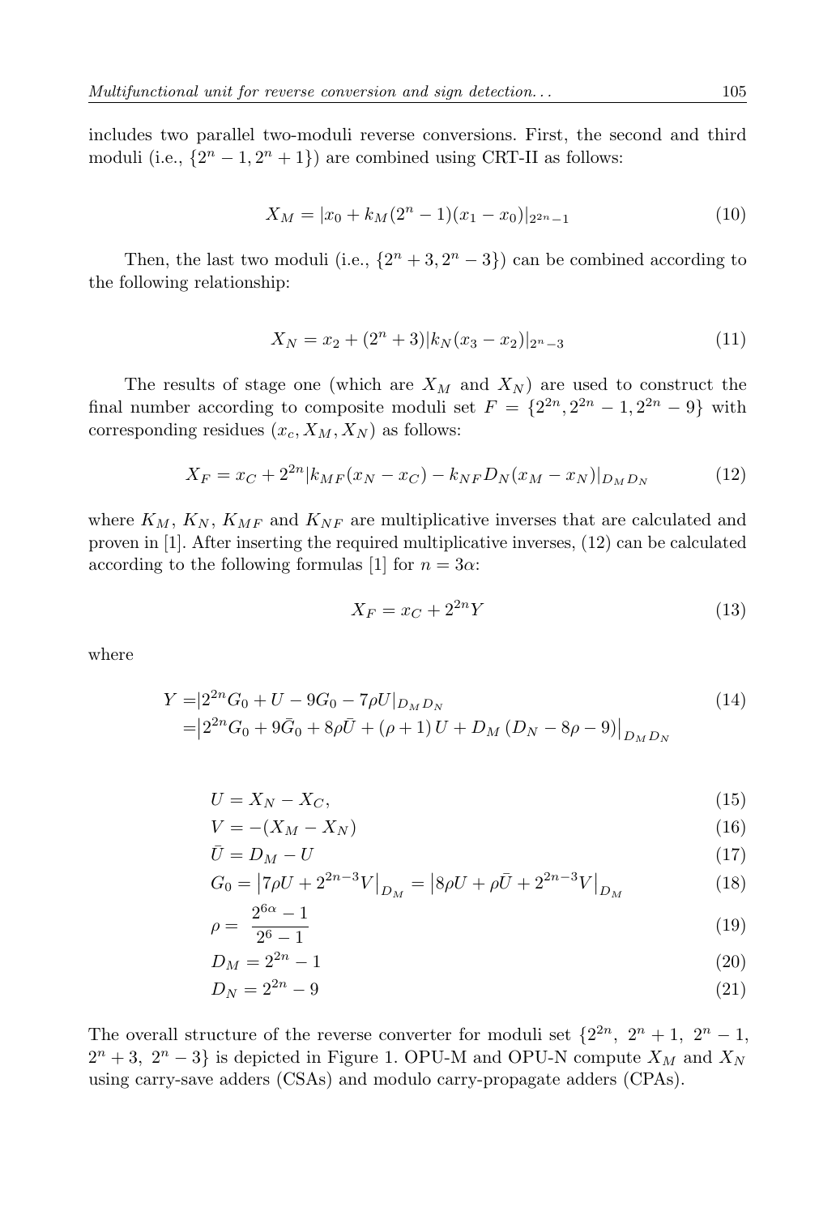includes two parallel two-moduli reverse conversions. First, the second and third moduli (i.e., $\{2^n-1, 2^n+1\}$) are combined using CRT-II as follows:

$$X_M = |x_0 + k_M(2^n-1)(x_1 - x_0)|_{2^{2n}-1} \tag{10}$$

Then, the last two moduli (i.e., $\{2^n+3, 2^n-3\}$) can be combined according to the following relationship:

$$X_N = x_2 + (2^n+3)|k_N(x_3 - x_2)|_{2^n-3} \tag{11}$$

The results of stage one (which are $X_M$ and $X_N$) are used to construct the final number according to composite moduli set $F = \{2^{2n}, 2^{2n}-1, 2^{2n}-9\}$ with corresponding residues $(x_c, X_M, X_N)$ as follows:

$$X_F = x_C + 2^{2n}|k_{MF}(x_N - x_C) - k_{NF}D_N(x_M - x_N)|_{D_M D_N} \tag{12}$$

where $K_M$, $K_N$, $K_{MF}$ and $K_{NF}$ are multiplicative inverses that are calculated and proven in [1]. After inserting the required multiplicative inverses, (12) can be calculated according to the following formulas [1] for $n = 3\alpha$:

$$X_F = x_C + 2^{2n}Y \tag{13}$$

where

$$\begin{aligned} Y =& |2^{2n}G_0 + U - 9G_0 - 7\rho U|_{D_M D_N} \\ =& \left|2^{2n}G_0 + 9\bar{G}_0 + 8\rho\bar{U} + (\rho+1)U + D_M(D_N - 8\rho - 9)\right|_{D_M D_N} \end{aligned} \tag{14}$$

$$U = X_N - X_C, \tag{15}$$

$$V = -(X_M - X_N) \tag{16}$$

$$\bar{U} = D_M - U \tag{17}$$

$$G_0 = \left|7\rho U + 2^{2n-3}V\right|_{D_M} = \left|8\rho U + \rho\bar{U} + 2^{2n-3}V\right|_{D_M} \tag{18}$$

$$\rho = \frac{2^{6\alpha}-1}{2^6-1} \tag{19}$$

$$D_M = 2^{2n} - 1 \tag{20}$$

$$D_N = 2^{2n} - 9 \tag{21}$$

The overall structure of the reverse converter for moduli set $\{2^{2n},\ 2^n+1,\ 2^n-1,\ 2^n+3,\ 2^n-3\}$ is depicted in Figure 1. OPU-M and OPU-N compute $X_M$ and $X_N$ using carry-save adders (CSAs) and modulo carry-propagate adders (CPAs).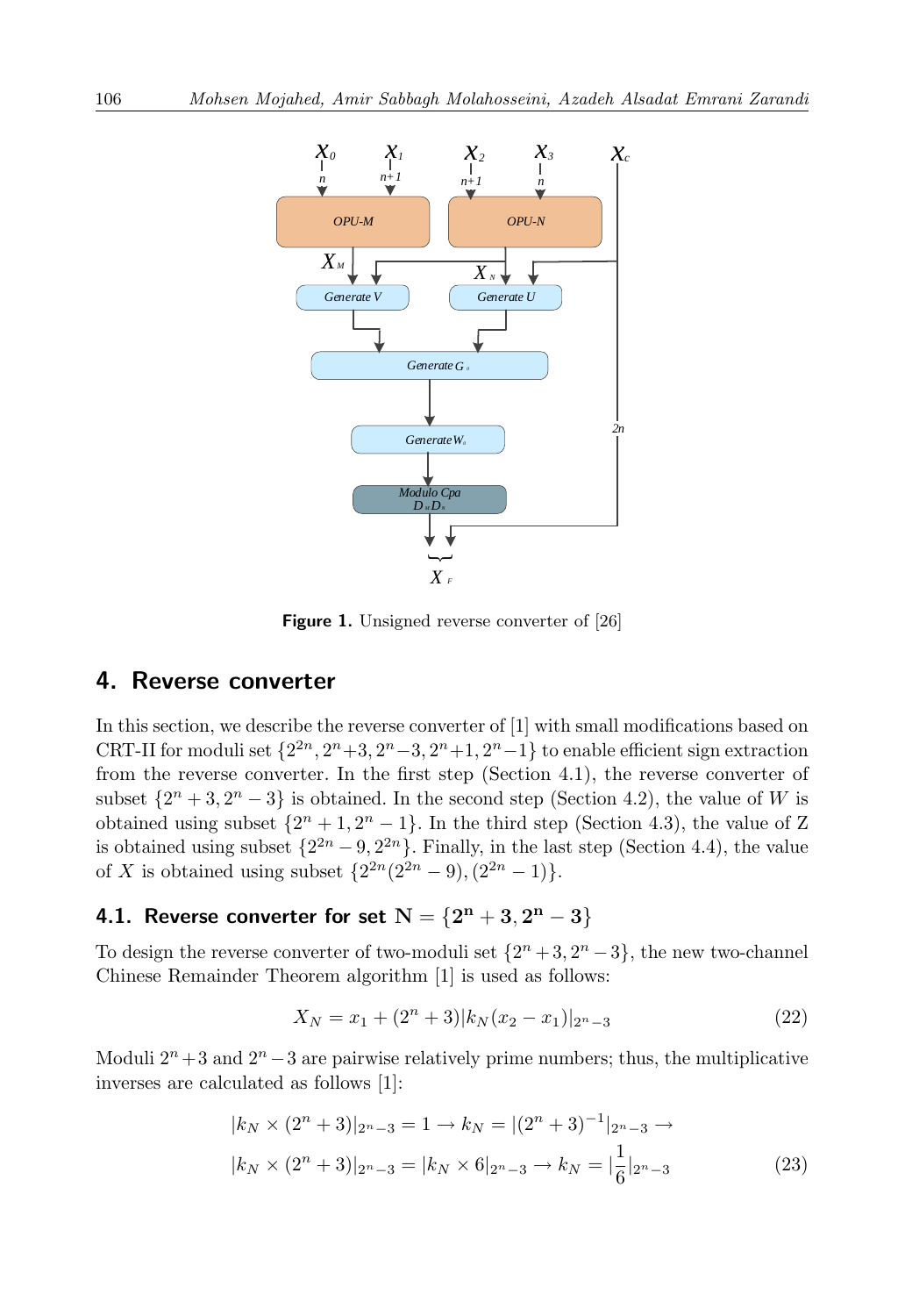Figure 1. Unsigned reverse converter of [26]

## 4. Reverse converter

In this section, we describe the reverse converter of [1] with small modifications based on CRT-II for moduli set $\{2^{2n}, 2^n+3, 2^n-3, 2^n+1, 2^n-1\}$ to enable efficient sign extraction from the reverse converter. In the first step (Section 4.1), the reverse converter of subset $\{2^n+3, 2^n-3\}$ is obtained. In the second step (Section 4.2), the value of $W$ is obtained using subset $\{2^n+1, 2^n-1\}$. In the third step (Section 4.3), the value of Z is obtained using subset $\{2^{2n}-9, 2^{2n}\}$. Finally, in the last step (Section 4.4), the value of $X$ is obtained using subset $\{2^{2n}(2^{2n}-9), (2^{2n}-1)\}$.

### 4.1. Reverse converter for set $\mathbf{N = \{2^n+3, 2^n-3\}}$

To design the reverse converter of two-moduli set $\{2^n+3, 2^n-3\}$, the new two-channel Chinese Remainder Theorem algorithm [1] is used as follows:

$$X_N = x_1 + (2^n+3)|k_N(x_2-x_1)|_{2^n-3} \tag{22}$$

Moduli $2^n+3$ and $2^n-3$ are pairwise relatively prime numbers; thus, the multiplicative inverses are calculated as follows [1]:

$$\begin{aligned} &|k_N \times (2^n+3)|_{2^n-3} = 1 \rightarrow k_N = |(2^n+3)^{-1}|_{2^n-3} \rightarrow \\ &|k_N \times (2^n+3)|_{2^n-3} = |k_N \times 6|_{2^n-3} \rightarrow k_N = |\frac{1}{6}|_{2^n-3} \end{aligned} \tag{23}$$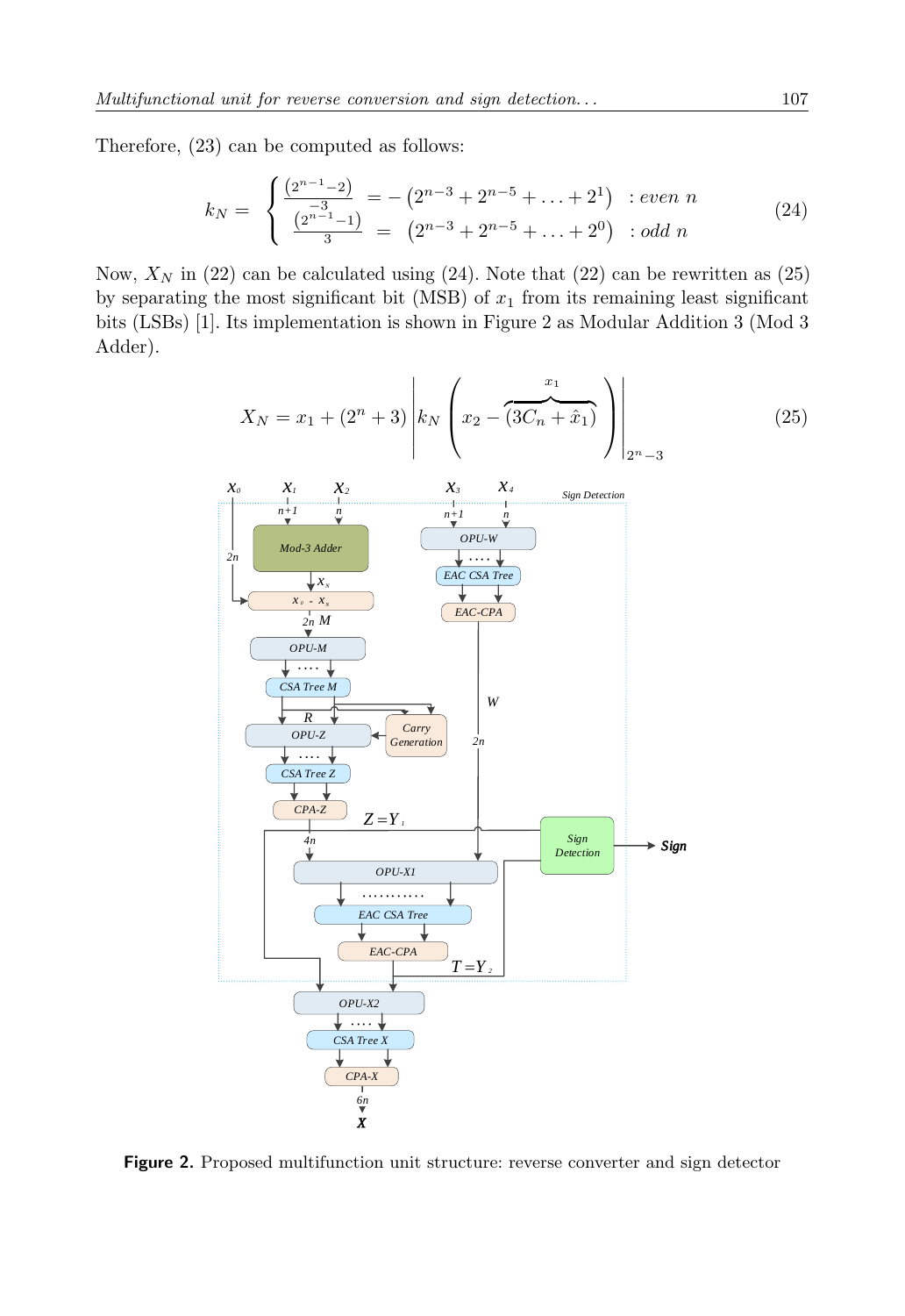Therefore, (23) can be computed as follows:

$$k_N = \begin{cases} \frac{(2^{n-1}-2)}{-3} = -\left(2^{n-3}+2^{n-5}+\ldots+2^1\right) & : \textit{even } n \\ \frac{(2^{n-1}-1)}{3} \;=\; \left(2^{n-3}+2^{n-5}+\ldots+2^0\right) & : \textit{odd } n \end{cases} \tag{24}$$

Now, $X_N$ in (22) can be calculated using (24). Note that (22) can be rewritten as (25) by separating the most significant bit (MSB) of $x_1$ from its remaining least significant bits (LSBs) [1]. Its implementation is shown in Figure 2 as Modular Addition 3 (Mod 3 Adder).

$$X_N = x_1 + (2^n+3)\left| k_N \left( x_2 - \overbrace{(3C_n + \hat{x}_1)}^{x_1} \right) \right|_{2^n-3} \tag{25}$$

**Figure 2.** Proposed multifunction unit structure: reverse converter and sign detector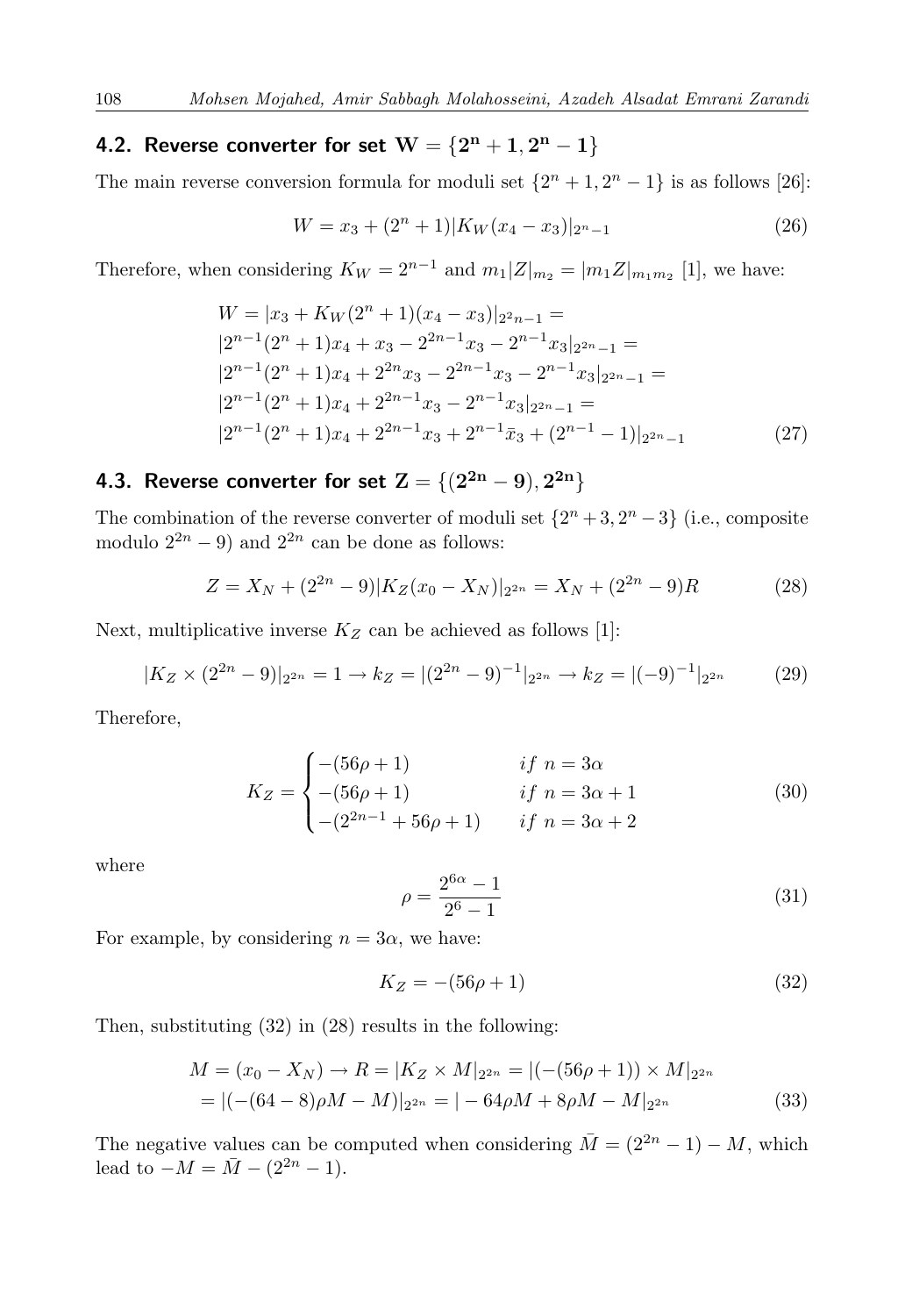### 4.2. Reverse converter for set $\mathbf{W = \{2^n + 1, 2^n - 1\}}$

The main reverse conversion formula for moduli set $\{2^n + 1, 2^n - 1\}$ is as follows [26]:

$$W = x_3 + (2^n + 1)|K_W(x_4 - x_3)|_{2^n - 1} \tag{26}$$

Therefore, when considering $K_W = 2^{n-1}$ and $m_1|Z|_{m_2} = |m_1 Z|_{m_1 m_2}$ [1], we have:

$$\begin{aligned}
&W = |x_3 + K_W(2^n + 1)(x_4 - x_3)|_{2^2 n - 1} = \\
&|2^{n-1}(2^n + 1)x_4 + x_3 - 2^{2n-1}x_3 - 2^{n-1}x_3|_{2^{2n}-1} = \\
&|2^{n-1}(2^n + 1)x_4 + 2^{2n}x_3 - 2^{2n-1}x_3 - 2^{n-1}x_3|_{2^{2n}-1} = \\
&|2^{n-1}(2^n + 1)x_4 + 2^{2n-1}x_3 - 2^{n-1}x_3|_{2^{2n}-1} = \\
&|2^{n-1}(2^n + 1)x_4 + 2^{2n-1}x_3 + 2^{n-1}\bar{x}_3 + (2^{n-1} - 1)|_{2^{2n}-1}
\end{aligned} \tag{27}$$

### 4.3. Reverse converter for set $\mathbf{Z = \{(2^{2n} - 9), 2^{2n}\}}$

The combination of the reverse converter of moduli set $\{2^n + 3, 2^n - 3\}$ (i.e., composite modulo $2^{2n} - 9$) and $2^{2n}$ can be done as follows:

$$Z = X_N + (2^{2n} - 9)|K_Z(x_0 - X_N)|_{2^{2n}} = X_N + (2^{2n} - 9)R \tag{28}$$

Next, multiplicative inverse $K_Z$ can be achieved as follows [1]:

$$|K_Z \times (2^{2n} - 9)|_{2^{2n}} = 1 \rightarrow k_Z = |(2^{2n} - 9)^{-1}|_{2^{2n}} \rightarrow k_Z = |(-9)^{-1}|_{2^{2n}} \tag{29}$$

Therefore,

$$K_Z = \begin{cases} -(56\rho + 1) & if\ n = 3\alpha \\ -(56\rho + 1) & if\ n = 3\alpha + 1 \\ -(2^{2n-1} + 56\rho + 1) & if\ n = 3\alpha + 2 \end{cases} \tag{30}$$

where

$$\rho = \frac{2^{6\alpha} - 1}{2^6 - 1} \tag{31}$$

For example, by considering $n = 3\alpha$, we have:

$$K_Z = -(56\rho + 1) \tag{32}$$

Then, substituting (32) in (28) results in the following:

$$\begin{aligned}
M = (x_0 - X_N) \rightarrow R &= |K_Z \times M|_{2^{2n}} = |(-(56\rho + 1)) \times M|_{2^{2n}} \\
&= |(-(64 - 8)\rho M - M)|_{2^{2n}} = |-64\rho M + 8\rho M - M|_{2^{2n}}
\end{aligned} \tag{33}$$

The negative values can be computed when considering $\bar{M} = (2^{2n} - 1) - M$, which lead to $-M = \bar{M} - (2^{2n} - 1)$.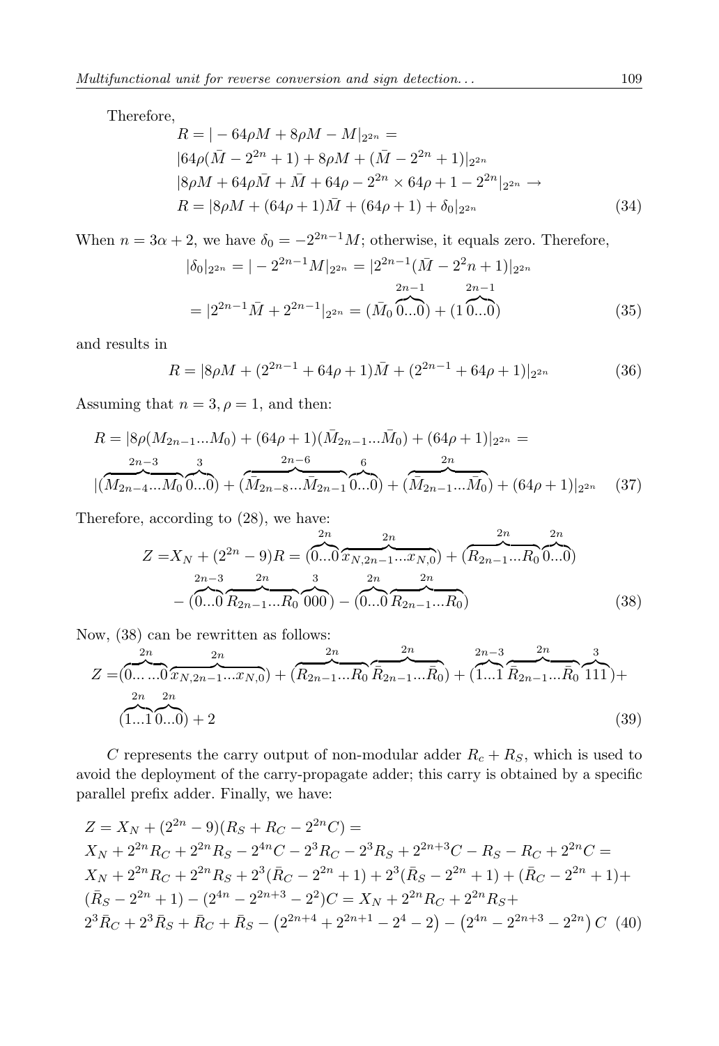Therefore,

$$
\begin{aligned}
&R = |-64\rho M + 8\rho M - M|_{2^{2n}} = \\
&|64\rho(\bar{M} - 2^{2n} + 1) + 8\rho M + (\bar{M} - 2^{2n} + 1)|_{2^{2n}} \\
&|8\rho M + 64\rho\bar{M} + \bar{M} + 64\rho - 2^{2n} \times 64\rho + 1 - 2^{2n}|_{2^{2n}} \rightarrow \\
&R = |8\rho M + (64\rho + 1)\bar{M} + (64\rho + 1) + \delta_0|_{2^{2n}}
\end{aligned} \tag{34}
$$

When $n = 3\alpha + 2$, we have $\delta_0 = -2^{2n-1}M$; otherwise, it equals zero. Therefore,

$$
\begin{aligned}
|\delta_0|_{2^{2n}} &= |-2^{2n-1}M|_{2^{2n}} = |2^{2n-1}(\bar{M} - 2^2n + 1)|_{2^{2n}} \\
&= |2^{2n-1}\bar{M} + 2^{2n-1}|_{2^{2n}} = (\bar{M}_0 \overbrace{0...0}^{2n-1}) + (1\overbrace{0...0}^{2n-1})
\end{aligned} \tag{35}
$$

and results in

$$
R = |8\rho M + (2^{2n-1} + 64\rho + 1)\bar{M} + (2^{2n-1} + 64\rho + 1)|_{2^{2n}} \tag{36}
$$

Assuming that $n = 3, \rho = 1$, and then:

$$
\begin{aligned}
&R = |8\rho(M_{2n-1}...M_0) + (64\rho + 1)(\bar{M}_{2n-1}...\bar{M}_0) + (64\rho + 1)|_{2^{2n}} = \\
&|(\overbrace{M_{2n-4}...M_0}^{2n-3}\overbrace{0...0}^{3}) + (\overbrace{\bar{M}_{2n-8}...\bar{M}_{2n-1}}^{2n-6}\overbrace{0...0}^{6}) + (\overbrace{\bar{M}_{2n-1}...\bar{M}_0}^{2n}) + (64\rho + 1)|_{2^{2n}}
\end{aligned} \tag{37}
$$

Therefore, according to (28), we have:

$$
\begin{aligned}
Z = &X_N + (2^{2n} - 9)R = (\overbrace{0...0}^{2n}\overbrace{x_{N,2n-1}...x_{N,0}}^{2n}) + (\overbrace{R_{2n-1}...R_0}^{2n}\overbrace{0...0}^{2n}) \\
&- (\overbrace{0...0}^{2n-3}\overbrace{R_{2n-1}...R_0}^{2n}\overbrace{000}^{3}) - (\overbrace{0...0}^{2n}\overbrace{R_{2n-1}...R_0}^{2n})
\end{aligned} \tag{38}
$$

Now, (38) can be rewritten as follows:

$$
\begin{aligned}
Z = &(\overbrace{0......0}^{2n}\overbrace{x_{N,2n-1}...x_{N,0}}^{2n}) + (\overbrace{R_{2n-1}...R_0}^{2n}\overbrace{\bar{R}_{2n-1}...\bar{R}_0}^{2n}) + (\overbrace{1...1}^{2n-3}\overbrace{\bar{R}_{2n-1}...\bar{R}_0}^{2n}\overbrace{111}^{3}) + \\
&(\overbrace{1...1}^{2n}\overbrace{0...0}^{2n}) + 2
\end{aligned} \tag{39}
$$

$C$ represents the carry output of non-modular adder $R_c + R_S$, which is used to avoid the deployment of the carry-propagate adder; this carry is obtained by a specific parallel prefix adder. Finally, we have:

$$
\begin{aligned}
&Z = X_N + (2^{2n} - 9)(R_S + R_C - 2^{2n}C) = \\
&X_N + 2^{2n}R_C + 2^{2n}R_S - 2^{4n}C - 2^3R_C - 2^3R_S + 2^{2n+3}C - R_S - R_C + 2^{2n}C = \\
&X_N + 2^{2n}R_C + 2^{2n}R_S + 2^3(\bar{R}_C - 2^{2n} + 1) + 2^3(\bar{R}_S - 2^{2n} + 1) + (\bar{R}_C - 2^{2n} + 1) + \\
&(\bar{R}_S - 2^{2n} + 1) - (2^{4n} - 2^{2n+3} - 2^2)C = X_N + 2^{2n}R_C + 2^{2n}R_S + \\
&2^3\bar{R}_C + 2^3\bar{R}_S + \bar{R}_C + \bar{R}_S - \left(2^{2n+4} + 2^{2n+1} - 2^4 - 2\right) - \left(2^{4n} - 2^{2n+3} - 2^{2n}\right)C
\end{aligned} \tag{40}
$$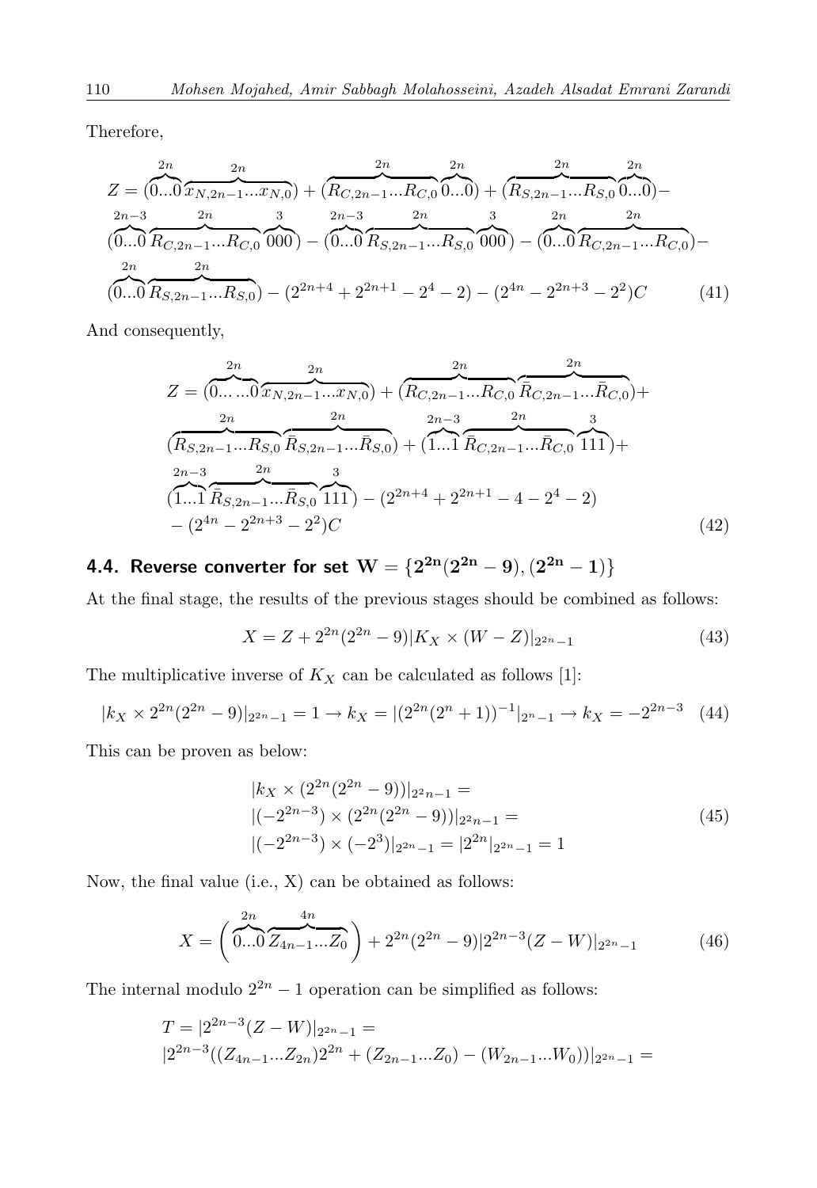Therefore,

$$
\begin{aligned}
Z = &(\overbrace{0...0}^{2n}\overbrace{x_{N,2n-1}...x_{N,0}}^{2n}) + (\overbrace{R_{C,2n-1}...R_{C,0}}^{2n}\overbrace{0...0}^{2n}) + (\overbrace{R_{S,2n-1}...R_{S,0}}^{2n}\overbrace{0...0}^{2n}) - \\
&(\overbrace{0...0}^{2n-3}\overbrace{R_{C,2n-1}...R_{C,0}}^{2n}\overbrace{000}^{3}) - (\overbrace{0...0}^{2n-3}\overbrace{R_{S,2n-1}...R_{S,0}}^{2n}\overbrace{000}^{3}) - (\overbrace{0...0}^{2n}\overbrace{R_{C,2n-1}...R_{C,0}}^{2n}) - \\
&(\overbrace{0...0}^{2n}\overbrace{R_{S,2n-1}...R_{S,0}}^{2n}) - (2^{2n+4} + 2^{2n+1} - 2^4 - 2) - (2^{4n} - 2^{2n+3} - 2^2)C
\end{aligned}
\tag{41}
$$

And consequently,

$$
\begin{aligned}
Z = &(\overbrace{0......0}^{2n}\overbrace{x_{N,2n-1}...x_{N,0}}^{2n}) + (\overbrace{R_{C,2n-1}...R_{C,0}}^{2n}\overbrace{\bar{R}_{C,2n-1}...\bar{R}_{C,0}}^{2n}) + \\
&(\overbrace{R_{S,2n-1}...R_{S,0}}^{2n}\overbrace{\bar{R}_{S,2n-1}...\bar{R}_{S,0}}^{2n}) + (\overbrace{1...1}^{2n-3}\overbrace{\bar{R}_{C,2n-1}...\bar{R}_{C,0}}^{2n}\overbrace{111}^{3}) + \\
&(\overbrace{1...1}^{2n-3}\overbrace{\bar{R}_{S,2n-1}...\bar{R}_{S,0}}^{2n}\overbrace{111}^{3}) - (2^{2n+4} + 2^{2n+1} - 4 - 2^4 - 2) \\
&- (2^{4n} - 2^{2n+3} - 2^2)C
\end{aligned}
\tag{42}
$$

### 4.4. Reverse converter for set $\mathbf{W = \{2^{2n}(2^{2n} - 9), (2^{2n} - 1)\}}$

At the final stage, the results of the previous stages should be combined as follows:

$$X = Z + 2^{2n}(2^{2n} - 9)|K_X \times (W - Z)|_{2^{2n}-1} \tag{43}$$

The multiplicative inverse of $K_X$ can be calculated as follows [1]:

$$|k_X \times 2^{2n}(2^{2n} - 9)|_{2^{2n}-1} = 1 \rightarrow k_X = |(2^{2n}(2^n + 1))^{-1}|_{2^n-1} \rightarrow k_X = -2^{2n-3} \tag{44}$$

This can be proven as below:

$$
\begin{aligned}
&|k_X \times (2^{2n}(2^{2n} - 9))|_{2^2n-1} = \\
&|(-2^{2n-3}) \times (2^{2n}(2^{2n} - 9))|_{2^2n-1} = \\
&|(-2^{2n-3}) \times (-2^3)|_{2^{2n}-1} = |2^{2n}|_{2^{2n}-1} = 1
\end{aligned}
\tag{45}
$$

Now, the final value (i.e., X) can be obtained as follows:

$$X = \left(\overbrace{0...0}^{2n}\overbrace{Z_{4n-1}...Z_0}^{4n}\right) + 2^{2n}(2^{2n} - 9)|2^{2n-3}(Z - W)|_{2^{2n}-1} \tag{46}$$

The internal modulo $2^{2n} - 1$ operation can be simplified as follows:

$$
\begin{aligned}
&T = |2^{2n-3}(Z - W)|_{2^{2n}-1} = \\
&|2^{2n-3}((Z_{4n-1}...Z_{2n})2^{2n} + (Z_{2n-1}...Z_0) - (W_{2n-1}...W_0))|_{2^{2n}-1} =
\end{aligned}
$$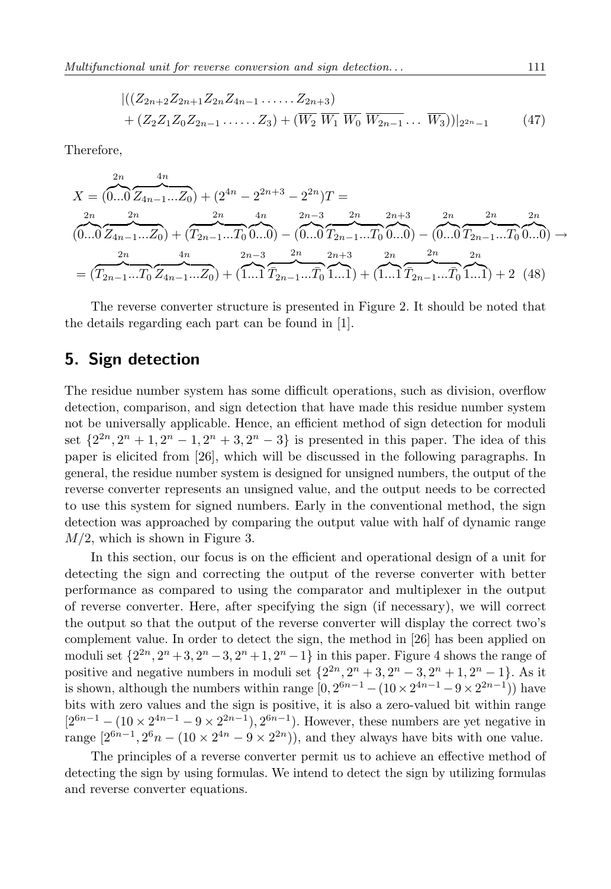$$|((Z_{2n+2}Z_{2n+1}Z_{2n}Z_{4n-1}\ldots\ldots Z_{2n+3}) + (Z_2Z_1Z_0Z_{2n-1}\ldots\ldots Z_3) + (\overline{W_2}\ \overline{W_1}\ \overline{W_0}\ \overline{W_{2n-1}}\ldots\ \overline{W_3}))|_{2^{2n}-1} \tag{47}$$

Therefore,

$$X = (\overbrace{0...0}^{2n}\overbrace{Z_{4n-1}...Z_0}^{4n}) + (2^{4n} - 2^{2n+3} - 2^{2n})T =$$

$$(\overbrace{0...0}^{2n}\overbrace{Z_{4n-1}...Z_0}^{2n}) + (\overbrace{T_{2n-1}...T_0}^{2n}\overbrace{0...0}^{4n}) - (\overbrace{0...0}^{2n-3}\overbrace{T_{2n-1}...T_0}^{2n}\overbrace{0...0}^{2n+3}) - (\overbrace{0...0}^{2n}\overbrace{T_{2n-1}...T_0}^{2n}\overbrace{0...0}^{2n}) \rightarrow$$

$$= (\overbrace{T_{2n-1}...T_0}^{2n}\overbrace{Z_{4n-1}...Z_0}^{4n}) + (\overbrace{1...1}^{2n-3}\overbrace{\bar{T}_{2n-1}...\bar{T}_0}^{2n}\overbrace{1...1}^{2n+3}) + (\overbrace{1...1}^{2n}\overbrace{\bar{T}_{2n-1}...\bar{T}_0}^{2n}\overbrace{1...1}^{2n}) + 2 \tag{48}$$

The reverse converter structure is presented in Figure 2. It should be noted that the details regarding each part can be found in [1].

## 5. Sign detection

The residue number system has some difficult operations, such as division, overflow detection, comparison, and sign detection that have made this residue number system not be universally applicable. Hence, an efficient method of sign detection for moduli set $\{2^{2n}, 2^n + 1, 2^n - 1, 2^n + 3, 2^n - 3\}$ is presented in this paper. The idea of this paper is elicited from [26], which will be discussed in the following paragraphs. In general, the residue number system is designed for unsigned numbers, the output of the reverse converter represents an unsigned value, and the output needs to be corrected to use this system for signed numbers. Early in the conventional method, the sign detection was approached by comparing the output value with half of dynamic range $M/2$, which is shown in Figure 3.

In this section, our focus is on the efficient and operational design of a unit for detecting the sign and correcting the output of the reverse converter with better performance as compared to using the comparator and multiplexer in the output of reverse converter. Here, after specifying the sign (if necessary), we will correct the output so that the output of the reverse converter will display the correct two's complement value. In order to detect the sign, the method in [26] has been applied on moduli set $\{2^{2n}, 2^n + 3, 2^n - 3, 2^n + 1, 2^n - 1\}$ in this paper. Figure 4 shows the range of positive and negative numbers in moduli set $\{2^{2n}, 2^n + 3, 2^n - 3, 2^n + 1, 2^n - 1\}$. As it is shown, although the numbers within range $[0, 2^{6n-1} - (10 \times 2^{4n-1} - 9 \times 2^{2n-1}))$ have bits with zero values and the sign is positive, it is also a zero-valued bit within range $[2^{6n-1} - (10 \times 2^{4n-1} - 9 \times 2^{2n-1}), 2^{6n-1})$. However, these numbers are yet negative in range $[2^{6n-1}, 2^6n - (10 \times 2^{4n} - 9 \times 2^{2n}))$, and they always have bits with one value.

The principles of a reverse converter permit us to achieve an effective method of detecting the sign by using formulas. We intend to detect the sign by utilizing formulas and reverse converter equations.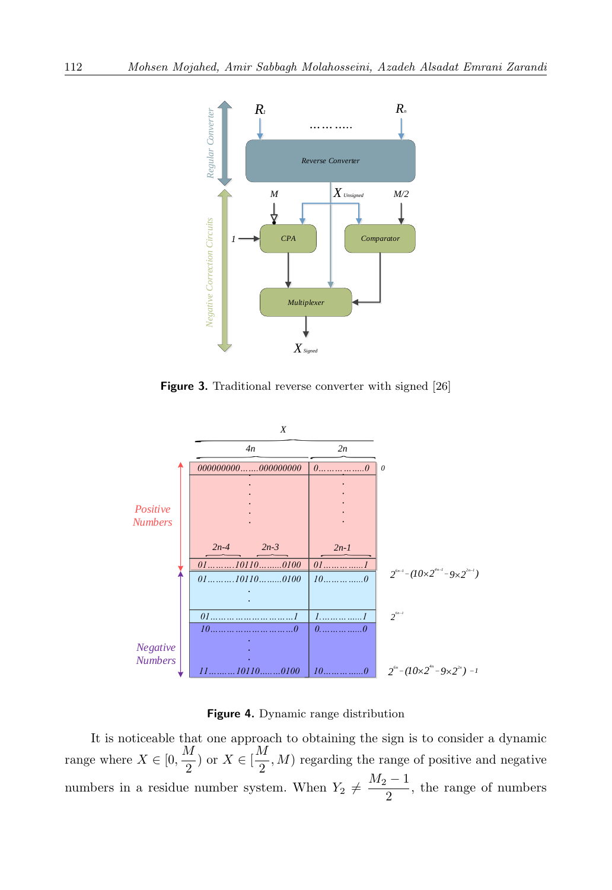**Figure 3.** Traditional reverse converter with signed [26]

**Figure 4.** Dynamic range distribution

It is noticeable that one approach to obtaining the sign is to consider a dynamic range where $X \in [0, \frac{M}{2})$ or $X \in [\frac{M}{2}, M)$ regarding the range of positive and negative numbers in a residue number system. When $Y_2 \neq \frac{M_2 - 1}{2}$, the range of numbers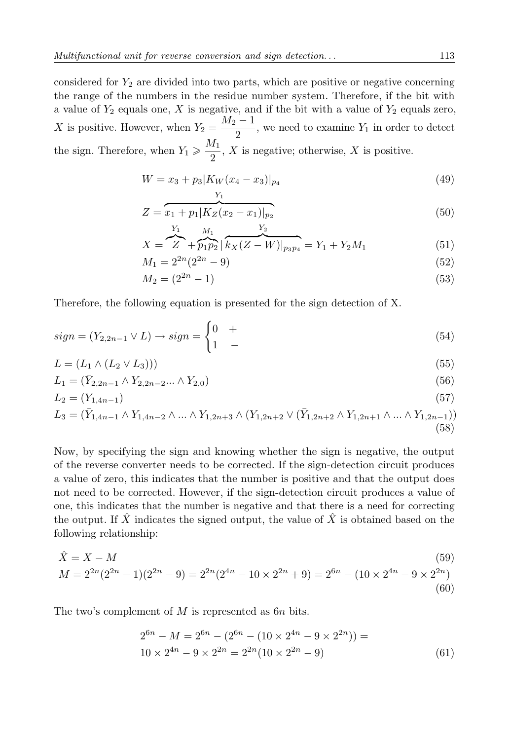considered for $Y_2$ are divided into two parts, which are positive or negative concerning the range of the numbers in the residue number system. Therefore, if the bit with a value of $Y_2$ equals one, $X$ is negative, and if the bit with a value of $Y_2$ equals zero, $X$ is positive. However, when $Y_2 = \frac{M_2 - 1}{2}$, we need to examine $Y_1$ in order to detect the sign. Therefore, when $Y_1 \geqslant \frac{M_1}{2}$, $X$ is negative; otherwise, $X$ is positive.

$$W = x_3 + p_3|K_W(x_4 - x_3)|_{p_4} \tag{49}$$

$$Z = \overbrace{x_1 + p_1|K_Z(x_2 - x_1)|_{p_2}}^{Y_1} \tag{50}$$

$$X = \overbrace{Z}^{Y_1} + \overbrace{p_1 p_2}^{M_1} |\overbrace{k_X(Z - W)|_{p_3 p_4}}^{Y_2} = Y_1 + Y_2 M_1 \tag{51}$$

$$M_1 = 2^{2n}(2^{2n} - 9) \tag{52}$$

$$M_2 = (2^{2n} - 1) \tag{53}$$

Therefore, the following equation is presented for the sign detection of X.

$$sign = (Y_{2,2n-1} \vee L) \rightarrow sign = \begin{cases} 0 & + \\ 1 & - \end{cases} \tag{54}$$

$$L = (L_1 \wedge (L_2 \vee L_3))) \tag{55}$$

$$L_1 = (\bar{Y}_{2,2n-1} \wedge Y_{2,2n-2} ... \wedge Y_{2,0}) \tag{56}$$

$$L_2 = (Y_{1,4n-1}) \tag{57}$$

$$L_3 = (\bar{Y}_{1,4n-1} \wedge Y_{1,4n-2} \wedge ... \wedge Y_{1,2n+3} \wedge (Y_{1,2n+2} \vee (\bar{Y}_{1,2n+2} \wedge Y_{1,2n+1} \wedge ... \wedge Y_{1,2n-1})) \tag{58}$$

Now, by specifying the sign and knowing whether the sign is negative, the output of the reverse converter needs to be corrected. If the sign-detection circuit produces a value of zero, this indicates that the number is positive and that the output does not need to be corrected. However, if the sign-detection circuit produces a value of one, this indicates that the number is negative and that there is a need for correcting the output. If $\hat{X}$ indicates the signed output, the value of $\hat{X}$ is obtained based on the following relationship:

$$\hat{X} = X - M \tag{59}$$

$$M = 2^{2n}(2^{2n} - 1)(2^{2n} - 9) = 2^{2n}(2^{4n} - 10 \times 2^{2n} + 9) = 2^{6n} - (10 \times 2^{4n} - 9 \times 2^{2n}) \tag{60}$$

The two's complement of $M$ is represented as $6n$ bits.

$$\begin{aligned} 2^{6n} - M &= 2^{6n} - (2^{6n} - (10 \times 2^{4n} - 9 \times 2^{2n})) = \\ &10 \times 2^{4n} - 9 \times 2^{2n} = 2^{2n}(10 \times 2^{2n} - 9) \end{aligned} \tag{61}$$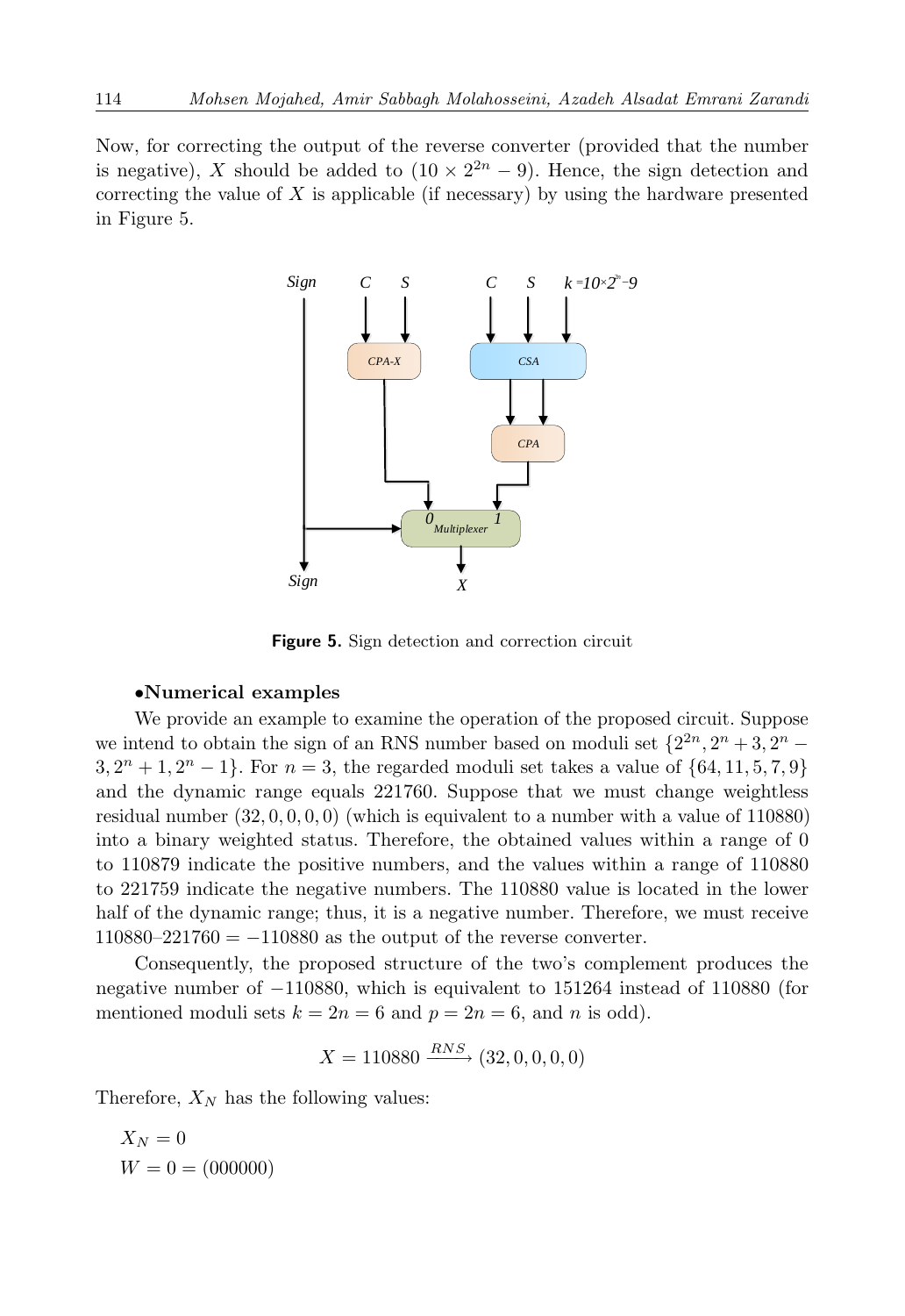Now, for correcting the output of the reverse converter (provided that the number is negative), $X$ should be added to $(10 \times 2^{2n} - 9)$. Hence, the sign detection and correcting the value of $X$ is applicable (if necessary) by using the hardware presented in Figure 5.

**Figure 5.** Sign detection and correction circuit

**•Numerical examples**

We provide an example to examine the operation of the proposed circuit. Suppose we intend to obtain the sign of an RNS number based on moduli set $\{2^{2n}, 2^n + 3, 2^n - 3, 2^n + 1, 2^n - 1\}$. For $n = 3$, the regarded moduli set takes a value of $\{64, 11, 5, 7, 9\}$ and the dynamic range equals 221760. Suppose that we must change weightless residual number $(32, 0, 0, 0, 0)$ (which is equivalent to a number with a value of 110880) into a binary weighted status. Therefore, the obtained values within a range of 0 to 110879 indicate the positive numbers, and the values within a range of 110880 to 221759 indicate the negative numbers. The 110880 value is located in the lower half of the dynamic range; thus, it is a negative number. Therefore, we must receive $110880–221760 = -110880$ as the output of the reverse converter.

Consequently, the proposed structure of the two's complement produces the negative number of $-110880$, which is equivalent to 151264 instead of 110880 (for mentioned moduli sets $k = 2n = 6$ and $p = 2n = 6$, and $n$ is odd).

$$X = 110880 \xrightarrow{RNS} (32, 0, 0, 0, 0)$$

Therefore, $X_N$ has the following values:

$X_N = 0$

$W = 0 = (000000)$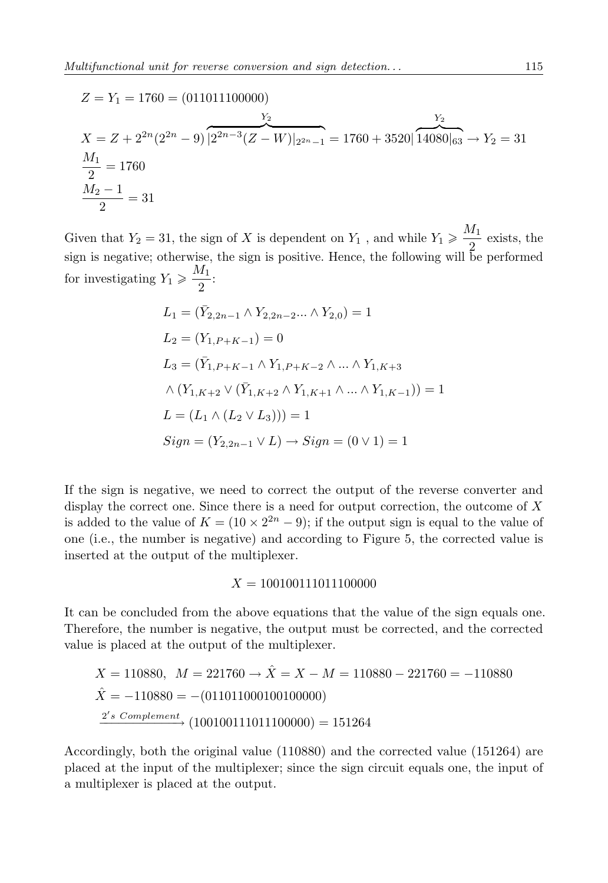$$Z = Y_1 = 1760 = (011011100000)$$

$$X = Z + 2^{2n}(2^{2n} - 9)\overbrace{|2^{2n-3}(Z - W)|_{2^{2n}-1}}^{Y_2} = 1760 + 3520|\overbrace{14080|_{63}}^{Y_2} \rightarrow Y_2 = 31$$

$$\frac{M_1}{2} = 1760$$

$$\frac{M_2 - 1}{2} = 31$$

Given that $Y_2 = 31$, the sign of $X$ is dependent on $Y_1$ , and while $Y_1 \geqslant \frac{M_1}{2}$ exists, the sign is negative; otherwise, the sign is positive. Hence, the following will be performed for investigating $Y_1 \geqslant \frac{M_1}{2}$:

$$L_1 = (\bar{Y}_{2,2n-1} \wedge Y_{2,2n-2} ... \wedge Y_{2,0}) = 1$$

$$L_2 = (Y_{1,P+K-1}) = 0$$

$$L_3 = (\bar{Y}_{1,P+K-1} \wedge Y_{1,P+K-2} \wedge ... \wedge Y_{1,K+3}$$

$$\wedge (Y_{1,K+2} \vee (\bar{Y}_{1,K+2} \wedge Y_{1,K+1} \wedge ... \wedge Y_{1,K-1})) = 1$$

$$L = (L_1 \wedge (L_2 \vee L_3))) = 1$$

$$Sign = (Y_{2,2n-1} \vee L) \rightarrow Sign = (0 \vee 1) = 1$$

If the sign is negative, we need to correct the output of the reverse converter and display the correct one. Since there is a need for output correction, the outcome of $X$ is added to the value of $K = (10 \times 2^{2n} - 9)$; if the output sign is equal to the value of one (i.e., the number is negative) and according to Figure 5, the corrected value is inserted at the output of the multiplexer.

$$X = 100100111011100000$$

It can be concluded from the above equations that the value of the sign equals one. Therefore, the number is negative, the output must be corrected, and the corrected value is placed at the output of the multiplexer.

$$X = 110880, \;\; M = 221760 \rightarrow \hat{X} = X - M = 110880 - 221760 = -110880$$

$$\hat{X} = -110880 = -(011011000100100000)$$

$$\xrightarrow{2's \ Complement} (100100111011100000) = 151264$$

Accordingly, both the original value (110880) and the corrected value (151264) are placed at the input of the multiplexer; since the sign circuit equals one, the input of a multiplexer is placed at the output.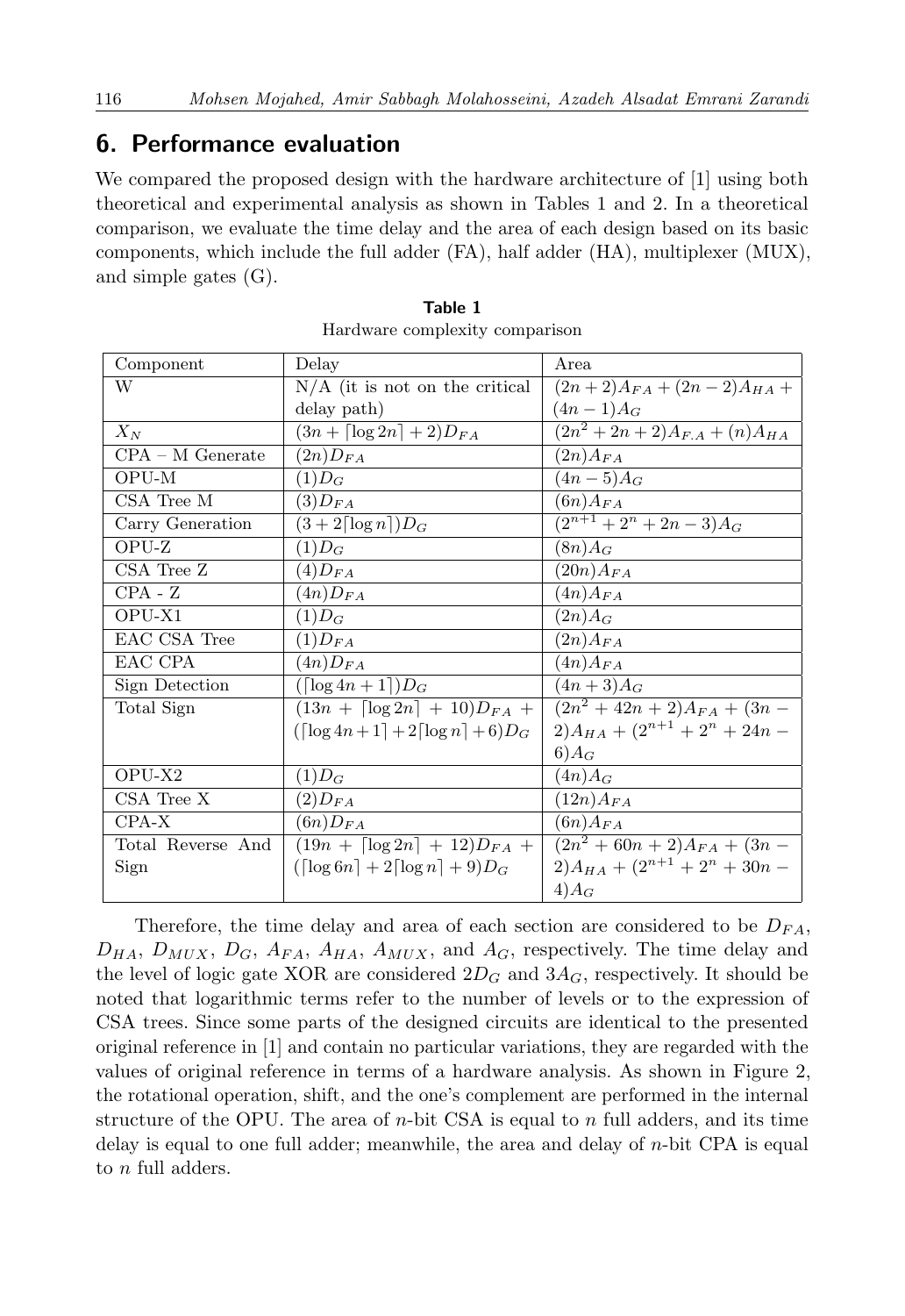## 6. Performance evaluation

We compared the proposed design with the hardware architecture of [1] using both theoretical and experimental analysis as shown in Tables 1 and 2. In a theoretical comparison, we evaluate the time delay and the area of each design based on its basic components, which include the full adder (FA), half adder (HA), multiplexer (MUX), and simple gates (G).

**Table 1**

Hardware complexity comparison

| Component | Delay | Area |
|---|---|---|
| W | N/A (it is not on the critical delay path) | $(2n+2)A_{FA} + (2n-2)A_{HA} + (4n-1)A_G$ |
| $X_N$ | $(3n + \lceil \log 2n \rceil + 2)D_{FA}$ | $(2n^2 + 2n + 2)A_{F.A} + (n)A_{HA}$ |
| CPA – M Generate | $(2n)D_{FA}$ | $(2n)A_{FA}$ |
| OPU-M | $(1)D_G$ | $(4n-5)A_G$ |
| CSA Tree M | $(3)D_{FA}$ | $(6n)A_{FA}$ |
| Carry Generation | $(3 + 2\lceil \log n \rceil)D_G$ | $(2^{n+1} + 2^n + 2n - 3)A_G$ |
| OPU-Z | $(1)D_G$ | $(8n)A_G$ |
| CSA Tree Z | $(4)D_{FA}$ | $(20n)A_{FA}$ |
| CPA - Z | $(4n)D_{FA}$ | $(4n)A_{FA}$ |
| OPU-X1 | $(1)D_G$ | $(2n)A_G$ |
| EAC CSA Tree | $(1)D_{FA}$ | $(2n)A_{FA}$ |
| EAC CPA | $(4n)D_{FA}$ | $(4n)A_{FA}$ |
| Sign Detection | $(\lceil \log 4n + 1 \rceil)D_G$ | $(4n+3)A_G$ |
| Total Sign | $(13n + \lceil \log 2n \rceil + 10)D_{FA} + (\lceil \log 4n+1 \rceil + 2\lceil \log n \rceil + 6)D_G$ | $(2n^2 + 42n + 2)A_{FA} + (3n-2)A_{HA} + (2^{n+1} + 2^n + 24n - 6)A_G$ |
| OPU-X2 | $(1)D_G$ | $(4n)A_G$ |
| CSA Tree X | $(2)D_{FA}$ | $(12n)A_{FA}$ |
| CPA-X | $(6n)D_{FA}$ | $(6n)A_{FA}$ |
| Total Reverse And Sign | $(19n + \lceil \log 2n \rceil + 12)D_{FA} + (\lceil \log 6n \rceil + 2\lceil \log n \rceil + 9)D_G$ | $(2n^2 + 60n + 2)A_{FA} + (3n-2)A_{HA} + (2^{n+1} + 2^n + 30n - 4)A_G$ |

Therefore, the time delay and area of each section are considered to be $D_{FA}$, $D_{HA}$, $D_{MUX}$, $D_G$, $A_{FA}$, $A_{HA}$, $A_{MUX}$, and $A_G$, respectively. The time delay and the level of logic gate XOR are considered $2D_G$ and $3A_G$, respectively. It should be noted that logarithmic terms refer to the number of levels or to the expression of CSA trees. Since some parts of the designed circuits are identical to the presented original reference in [1] and contain no particular variations, they are regarded with the values of original reference in terms of a hardware analysis. As shown in Figure 2, the rotational operation, shift, and the one's complement are performed in the internal structure of the OPU. The area of $n$-bit CSA is equal to $n$ full adders, and its time delay is equal to one full adder; meanwhile, the area and delay of $n$-bit CPA is equal to $n$ full adders.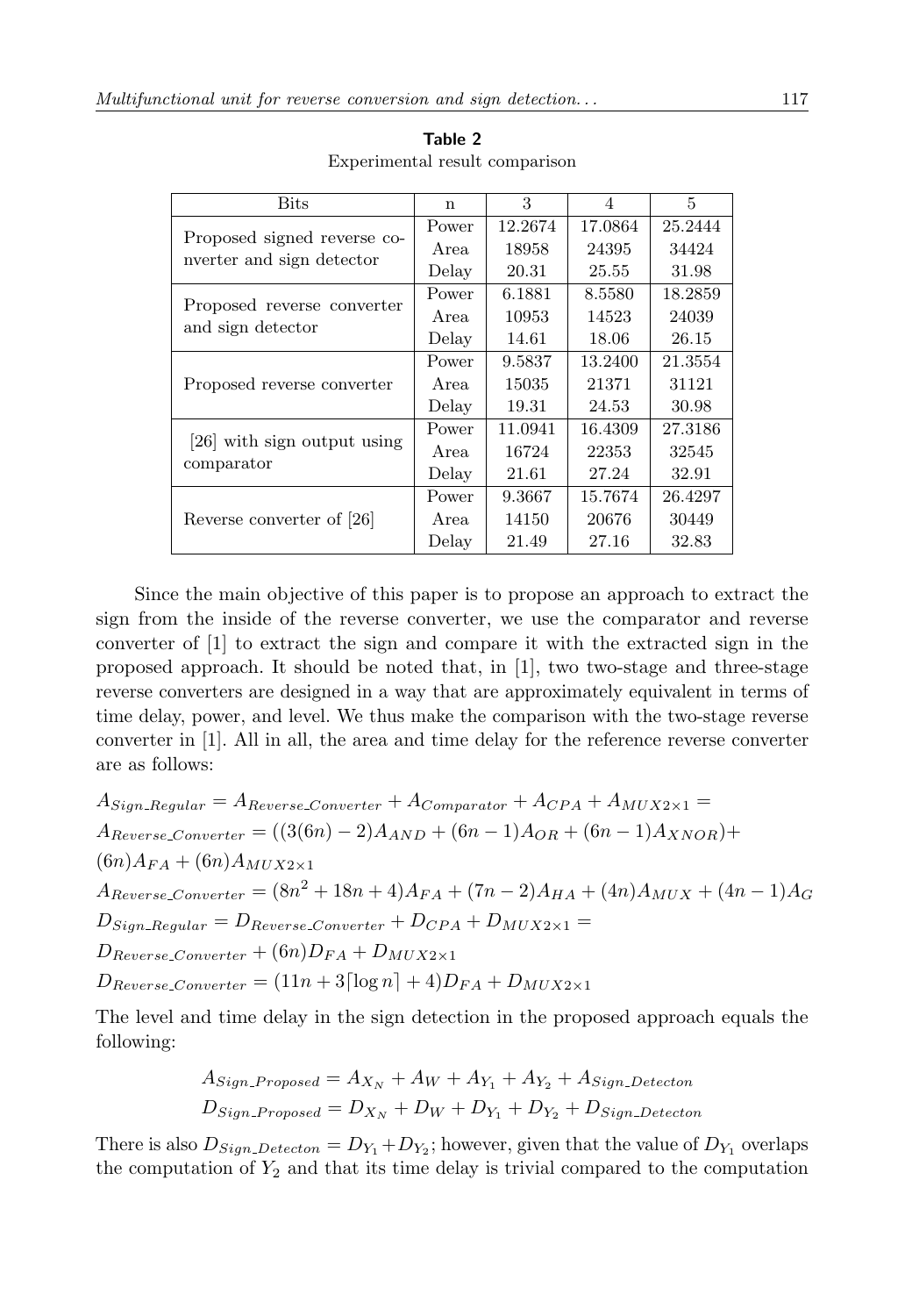**Table 2**

Experimental result comparison

| Bits | n | 3 | 4 | 5 |
|---|---|---|---|---|
| Proposed signed reverse converter and sign detector | Power | 12.2674 | 17.0864 | 25.2444 |
| | Area | 18958 | 24395 | 34424 |
| | Delay | 20.31 | 25.55 | 31.98 |
| Proposed reverse converter and sign detector | Power | 6.1881 | 8.5580 | 18.2859 |
| | Area | 10953 | 14523 | 24039 |
| | Delay | 14.61 | 18.06 | 26.15 |
| Proposed reverse converter | Power | 9.5837 | 13.2400 | 21.3554 |
| | Area | 15035 | 21371 | 31121 |
| | Delay | 19.31 | 24.53 | 30.98 |
| [26] with sign output using comparator | Power | 11.0941 | 16.4309 | 27.3186 |
| | Area | 16724 | 22353 | 32545 |
| | Delay | 21.61 | 27.24 | 32.91 |
| Reverse converter of [26] | Power | 9.3667 | 15.7674 | 26.4297 |
| | Area | 14150 | 20676 | 30449 |
| | Delay | 21.49 | 27.16 | 32.83 |

Since the main objective of this paper is to propose an approach to extract the sign from the inside of the reverse converter, we use the comparator and reverse converter of [1] to extract the sign and compare it with the extracted sign in the proposed approach. It should be noted that, in [1], two two-stage and three-stage reverse converters are designed in a way that are approximately equivalent in terms of time delay, power, and level. We thus make the comparison with the two-stage reverse converter in [1]. All in all, the area and time delay for the reference reverse converter are as follows:

$$A_{Sign\_Regular} = A_{Reverse\_Converter} + A_{Comparator} + A_{CPA} + A_{MUX2\times1} =$$
$$A_{Reverse\_Converter} = ((3(6n) - 2)A_{AND} + (6n - 1)A_{OR} + (6n - 1)A_{XNOR}) +$$
$$(6n)A_{FA} + (6n)A_{MUX2\times1}$$
$$A_{Reverse\_Converter} = (8n^2 + 18n + 4)A_{FA} + (7n - 2)A_{HA} + (4n)A_{MUX} + (4n - 1)A_G$$
$$D_{Sign\_Regular} = D_{Reverse\_Converter} + D_{CPA} + D_{MUX2\times1} =$$
$$D_{Reverse\_Converter} + (6n)D_{FA} + D_{MUX2\times1}$$
$$D_{Reverse\_Converter} = (11n + 3\lceil \log n \rceil + 4)D_{FA} + D_{MUX2\times1}$$

The level and time delay in the sign detection in the proposed approach equals the following:

$$A_{Sign\_Proposed} = A_{X_N} + A_W + A_{Y_1} + A_{Y_2} + A_{Sign\_Detecton}$$
$$D_{Sign\_Proposed} = D_{X_N} + D_W + D_{Y_1} + D_{Y_2} + D_{Sign\_Detecton}$$

There is also $D_{Sign\_Detecton} = D_{Y_1} + D_{Y_2}$; however, given that the value of $D_{Y_1}$ overlaps the computation of $Y_2$ and that its time delay is trivial compared to the computation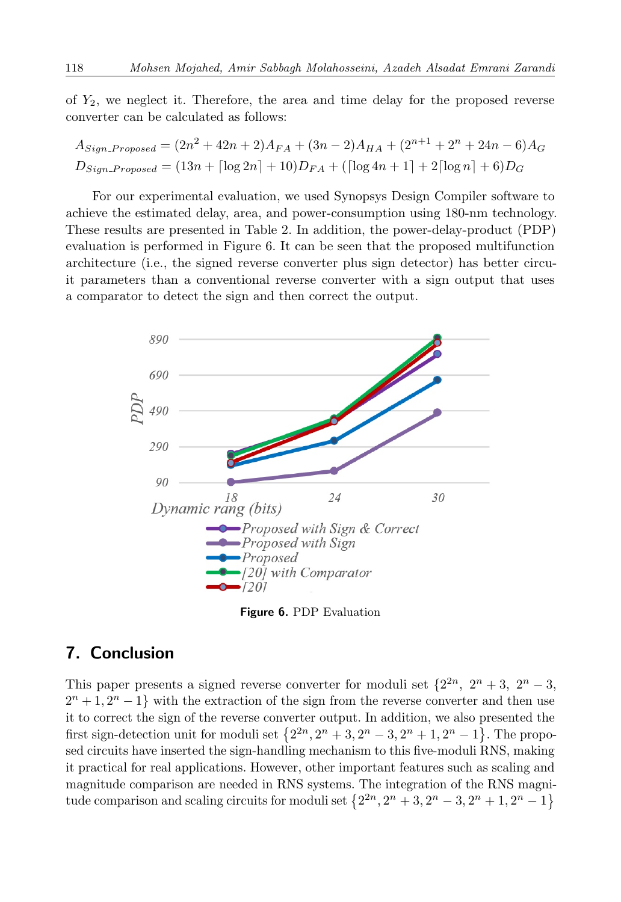of $Y_2$, we neglect it. Therefore, the area and time delay for the proposed reverse converter can be calculated as follows:

$$A_{Sign\_Proposed} = (2n^2 + 42n + 2)A_{FA} + (3n - 2)A_{HA} + (2^{n+1} + 2^n + 24n - 6)A_G$$
$$D_{Sign\_Proposed} = (13n + \lceil \log 2n \rceil + 10)D_{FA} + (\lceil \log 4n + 1 \rceil + 2\lceil \log n \rceil + 6)D_G$$

For our experimental evaluation, we used Synopsys Design Compiler software to achieve the estimated delay, area, and power-consumption using 180-nm technology. These results are presented in Table 2. In addition, the power-delay-product (PDP) evaluation is performed in Figure 6. It can be seen that the proposed multifunction architecture (i.e., the signed reverse converter plus sign detector) has better circuit parameters than a conventional reverse converter with a sign output that uses a comparator to detect the sign and then correct the output.

**Figure 6.** PDP Evaluation

## 7. Conclusion

This paper presents a signed reverse converter for moduli set $\{2^{2n},\ 2^n + 3,\ 2^n - 3,\ 2^n + 1, 2^n - 1\}$ with the extraction of the sign from the reverse converter and then use it to correct the sign of the reverse converter output. In addition, we also presented the first sign-detection unit for moduli set $\{2^{2n}, 2^n + 3, 2^n - 3, 2^n + 1, 2^n - 1\}$. The proposed circuits have inserted the sign-handling mechanism to this five-moduli RNS, making it practical for real applications. However, other important features such as scaling and magnitude comparison are needed in RNS systems. The integration of the RNS magnitude comparison and scaling circuits for moduli set $\{2^{2n}, 2^n + 3, 2^n - 3, 2^n + 1, 2^n - 1\}$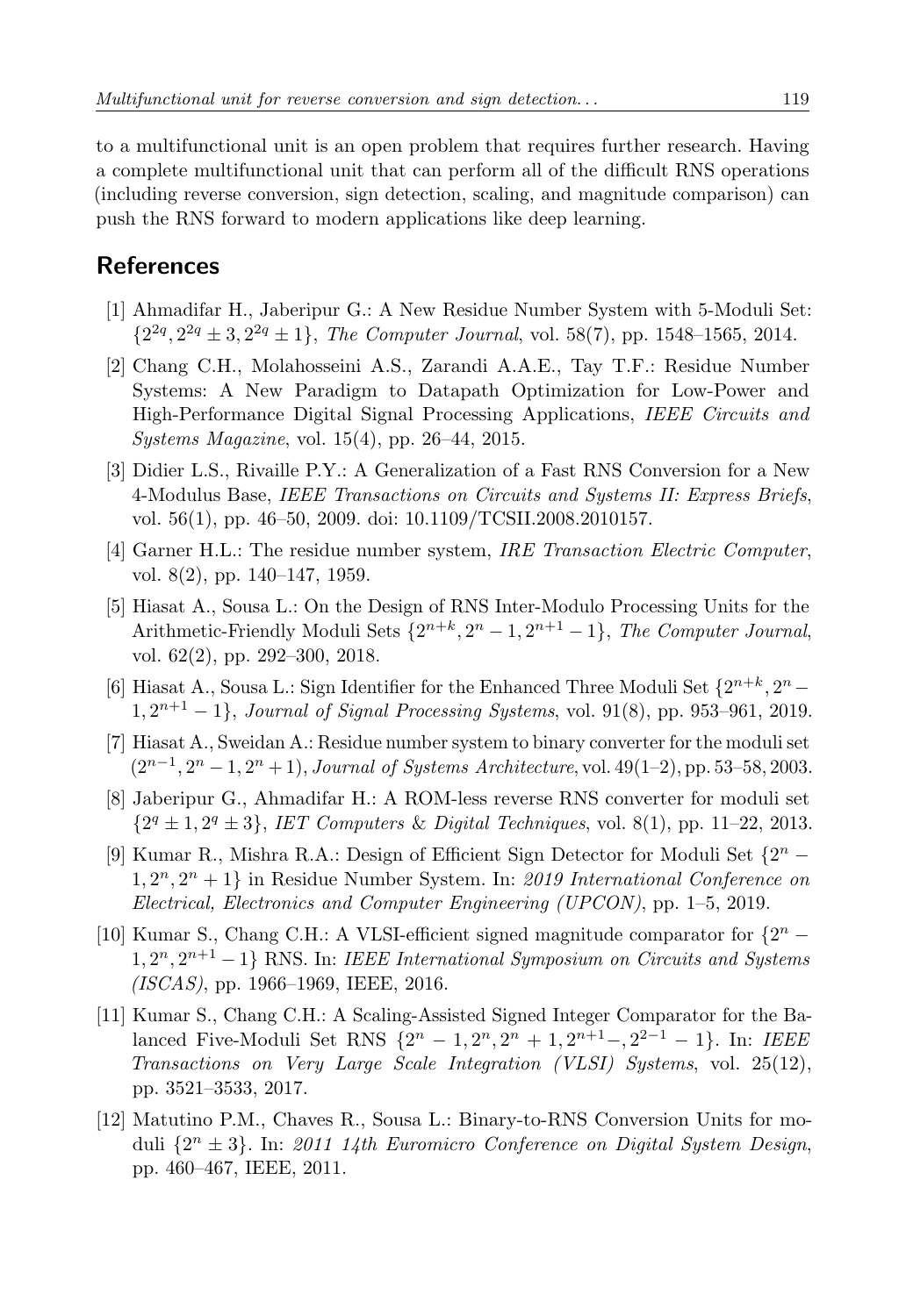to a multifunctional unit is an open problem that requires further research. Having a complete multifunctional unit that can perform all of the difficult RNS operations (including reverse conversion, sign detection, scaling, and magnitude comparison) can push the RNS forward to modern applications like deep learning.

## References

[1] Ahmadifar H., Jaberipur G.: A New Residue Number System with 5-Moduli Set: $\{2^{2q}, 2^{2q} \pm 3, 2^{2q} \pm 1\}$, *The Computer Journal*, vol. 58(7), pp. 1548–1565, 2014.

[2] Chang C.H., Molahosseini A.S., Zarandi A.A.E., Tay T.F.: Residue Number Systems: A New Paradigm to Datapath Optimization for Low-Power and High-Performance Digital Signal Processing Applications, *IEEE Circuits and Systems Magazine*, vol. 15(4), pp. 26–44, 2015.

[3] Didier L.S., Rivaille P.Y.: A Generalization of a Fast RNS Conversion for a New 4-Modulus Base, *IEEE Transactions on Circuits and Systems II: Express Briefs*, vol. 56(1), pp. 46–50, 2009. doi: 10.1109/TCSII.2008.2010157.

[4] Garner H.L.: The residue number system, *IRE Transaction Electric Computer*, vol. 8(2), pp. 140–147, 1959.

[5] Hiasat A., Sousa L.: On the Design of RNS Inter-Modulo Processing Units for the Arithmetic-Friendly Moduli Sets $\{2^{n+k}, 2^n - 1, 2^{n+1} - 1\}$, *The Computer Journal*, vol. 62(2), pp. 292–300, 2018.

[6] Hiasat A., Sousa L.: Sign Identifier for the Enhanced Three Moduli Set $\{2^{n+k}, 2^n - 1, 2^{n+1} - 1\}$, *Journal of Signal Processing Systems*, vol. 91(8), pp. 953–961, 2019.

[7] Hiasat A., Sweidan A.: Residue number system to binary converter for the moduli set $(2^{n-1}, 2^n - 1, 2^n + 1)$, *Journal of Systems Architecture*, vol. 49(1–2), pp. 53–58, 2003.

[8] Jaberipur G., Ahmadifar H.: A ROM-less reverse RNS converter for moduli set $\{2^q \pm 1, 2^q \pm 3\}$, *IET Computers & Digital Techniques*, vol. 8(1), pp. 11–22, 2013.

[9] Kumar R., Mishra R.A.: Design of Efficient Sign Detector for Moduli Set $\{2^n - 1, 2^n, 2^n + 1\}$ in Residue Number System. In: *2019 International Conference on Electrical, Electronics and Computer Engineering (UPCON)*, pp. 1–5, 2019.

[10] Kumar S., Chang C.H.: A VLSI-efficient signed magnitude comparator for $\{2^n - 1, 2^n, 2^{n+1} - 1\}$ RNS. In: *IEEE International Symposium on Circuits and Systems (ISCAS)*, pp. 1966–1969, IEEE, 2016.

[11] Kumar S., Chang C.H.: A Scaling-Assisted Signed Integer Comparator for the Balanced Five-Moduli Set RNS $\{2^n - 1, 2^n, 2^n + 1, 2^{n+1} -, 2^{2-1} - 1\}$. In: *IEEE Transactions on Very Large Scale Integration (VLSI) Systems*, vol. 25(12), pp. 3521–3533, 2017.

[12] Matutino P.M., Chaves R., Sousa L.: Binary-to-RNS Conversion Units for moduli $\{2^n \pm 3\}$. In: *2011 14th Euromicro Conference on Digital System Design*, pp. 460–467, IEEE, 2011.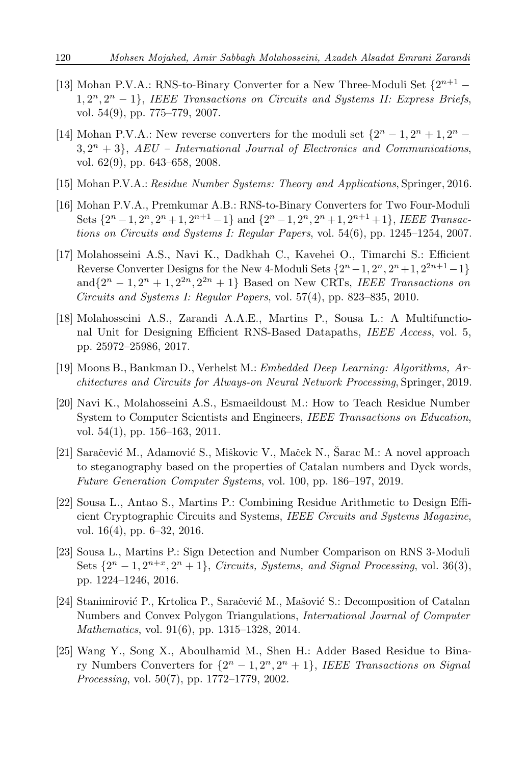[13] Mohan P.V.A.: RNS-to-Binary Converter for a New Three-Moduli Set $\{2^{n+1}-1, 2^n, 2^n-1\}$, *IEEE Transactions on Circuits and Systems II: Express Briefs*, vol. 54(9), pp. 775–779, 2007.

[14] Mohan P.V.A.: New reverse converters for the moduli set $\{2^n-1, 2^n+1, 2^n-3, 2^n+3\}$, *AEU – International Journal of Electronics and Communications*, vol. 62(9), pp. 643–658, 2008.

[15] Mohan P.V.A.: *Residue Number Systems: Theory and Applications*, Springer, 2016.

[16] Mohan P.V.A., Premkumar A.B.: RNS-to-Binary Converters for Two Four-Moduli Sets $\{2^n-1, 2^n, 2^n+1, 2^{n+1}-1\}$ and $\{2^n-1, 2^n, 2^n+1, 2^{n+1}+1\}$, *IEEE Transactions on Circuits and Systems I: Regular Papers*, vol. 54(6), pp. 1245–1254, 2007.

[17] Molahosseini A.S., Navi K., Dadkhah C., Kavehei O., Timarchi S.: Efficient Reverse Converter Designs for the New 4-Moduli Sets $\{2^n-1, 2^n, 2^n+1, 2^{2n+1}-1\}$ and$\{2^n-1, 2^n+1, 2^{2n}, 2^{2n}+1\}$ Based on New CRTs, *IEEE Transactions on Circuits and Systems I: Regular Papers*, vol. 57(4), pp. 823–835, 2010.

[18] Molahosseini A.S., Zarandi A.A.E., Martins P., Sousa L.: A Multifunctional Unit for Designing Efficient RNS-Based Datapaths, *IEEE Access*, vol. 5, pp. 25972–25986, 2017.

[19] Moons B., Bankman D., Verhelst M.: *Embedded Deep Learning: Algorithms, Architectures and Circuits for Always-on Neural Network Processing*, Springer, 2019.

[20] Navi K., Molahosseini A.S., Esmaeildoust M.: How to Teach Residue Number System to Computer Scientists and Engineers, *IEEE Transactions on Education*, vol. 54(1), pp. 156–163, 2011.

[21] Saračević M., Adamović S., Miškovic V., Maček N., Šarac M.: A novel approach to steganography based on the properties of Catalan numbers and Dyck words, *Future Generation Computer Systems*, vol. 100, pp. 186–197, 2019.

[22] Sousa L., Antao S., Martins P.: Combining Residue Arithmetic to Design Efficient Cryptographic Circuits and Systems, *IEEE Circuits and Systems Magazine*, vol. 16(4), pp. 6–32, 2016.

[23] Sousa L., Martins P.: Sign Detection and Number Comparison on RNS 3-Moduli Sets $\{2^n-1, 2^{n+x}, 2^n+1\}$, *Circuits, Systems, and Signal Processing*, vol. 36(3), pp. 1224–1246, 2016.

[24] Stanimirović P., Krtolica P., Saračević M., Mašović S.: Decomposition of Catalan Numbers and Convex Polygon Triangulations, *International Journal of Computer Mathematics*, vol. 91(6), pp. 1315–1328, 2014.

[25] Wang Y., Song X., Aboulhamid M., Shen H.: Adder Based Residue to Binary Numbers Converters for $\{2^n-1, 2^n, 2^n+1\}$, *IEEE Transactions on Signal Processing*, vol. 50(7), pp. 1772–1779, 2002.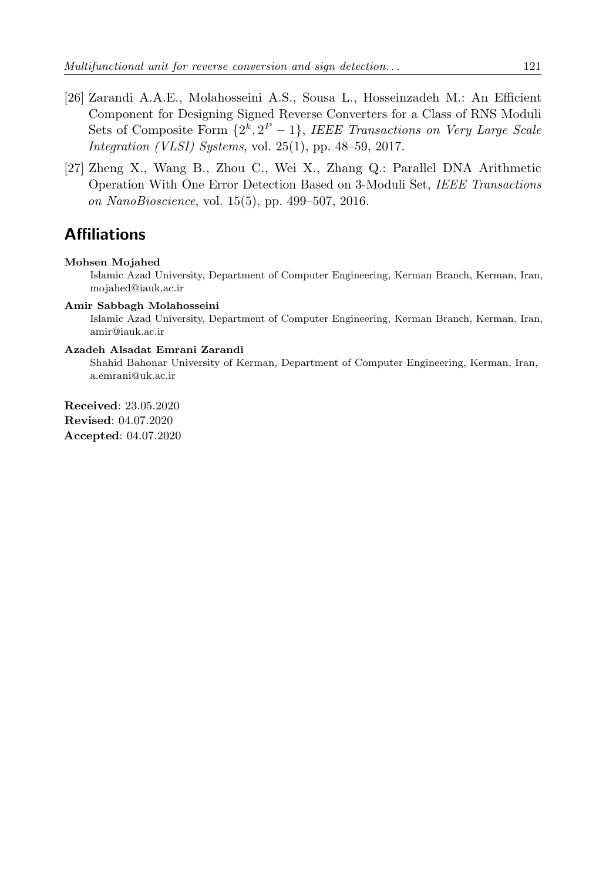[26] Zarandi A.A.E., Molahosseini A.S., Sousa L., Hosseinzadeh M.: An Efficient Component for Designing Signed Reverse Converters for a Class of RNS Moduli Sets of Composite Form $\{2^k, 2^P - 1\}$, *IEEE Transactions on Very Large Scale Integration (VLSI) Systems*, vol. 25(1), pp. 48–59, 2017.

[27] Zheng X., Wang B., Zhou C., Wei X., Zhang Q.: Parallel DNA Arithmetic Operation With One Error Detection Based on 3-Moduli Set, *IEEE Transactions on NanoBioscience*, vol. 15(5), pp. 499–507, 2016.

## Affiliations

**Mohsen Mojahed**
Islamic Azad University, Department of Computer Engineering, Kerman Branch, Kerman, Iran, mojahed@iauk.ac.ir

**Amir Sabbagh Molahosseini**
Islamic Azad University, Department of Computer Engineering, Kerman Branch, Kerman, Iran, amir@iauk.ac.ir

**Azadeh Alsadat Emrani Zarandi**
Shahid Bahonar University of Kerman, Department of Computer Engineering, Kerman, Iran, a.emrani@uk.ac.ir

**Received**: 23.05.2020
**Revised**: 04.07.2020
**Accepted**: 04.07.2020